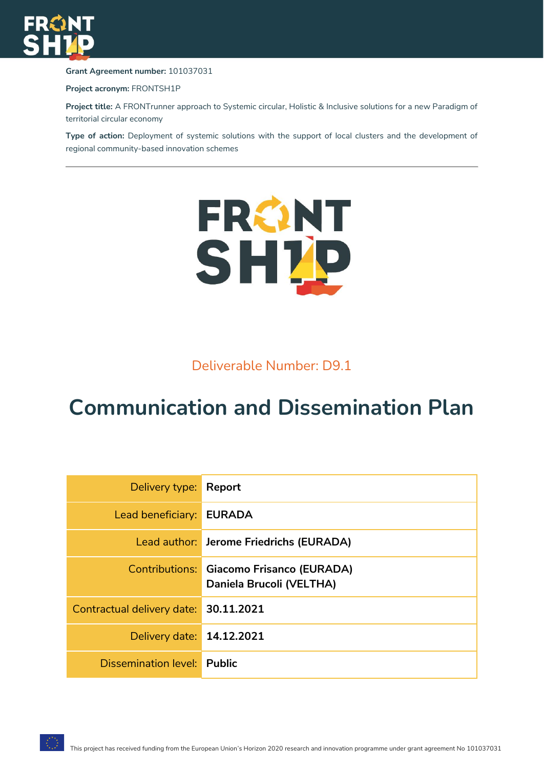**Grant Agreement number:** 101037031

**Project acronym:** FRONTSH1P

**Project title:** A FRONTrunner approach to Systemic circular, Holistic & Inclusive solutions for a new Paradigm of territorial circular economy

**Type of action:** Deployment of systemic solutions with the support of local clusters and the development of regional community-based innovation schemes

---

Deliverable Number: D9.1

# Communication and Dissemination Plan

| | |
|---|---|
| Delivery type: | **Report** |
| Lead beneficiary: | **EURADA** |
| Lead author: | **Jerome Friedrichs (EURADA)** |
| Contributions: | **Giacomo Frisanco (EURADA)**<br>**Daniela Brucoli (VELTHA)** |
| Contractual delivery date: | **30.11.2021** |
| Delivery date: | **14.12.2021** |
| Dissemination level: | **Public** |

This project has received funding from the European Union's Horizon 2020 research and innovation programme under grant agreement No 101037031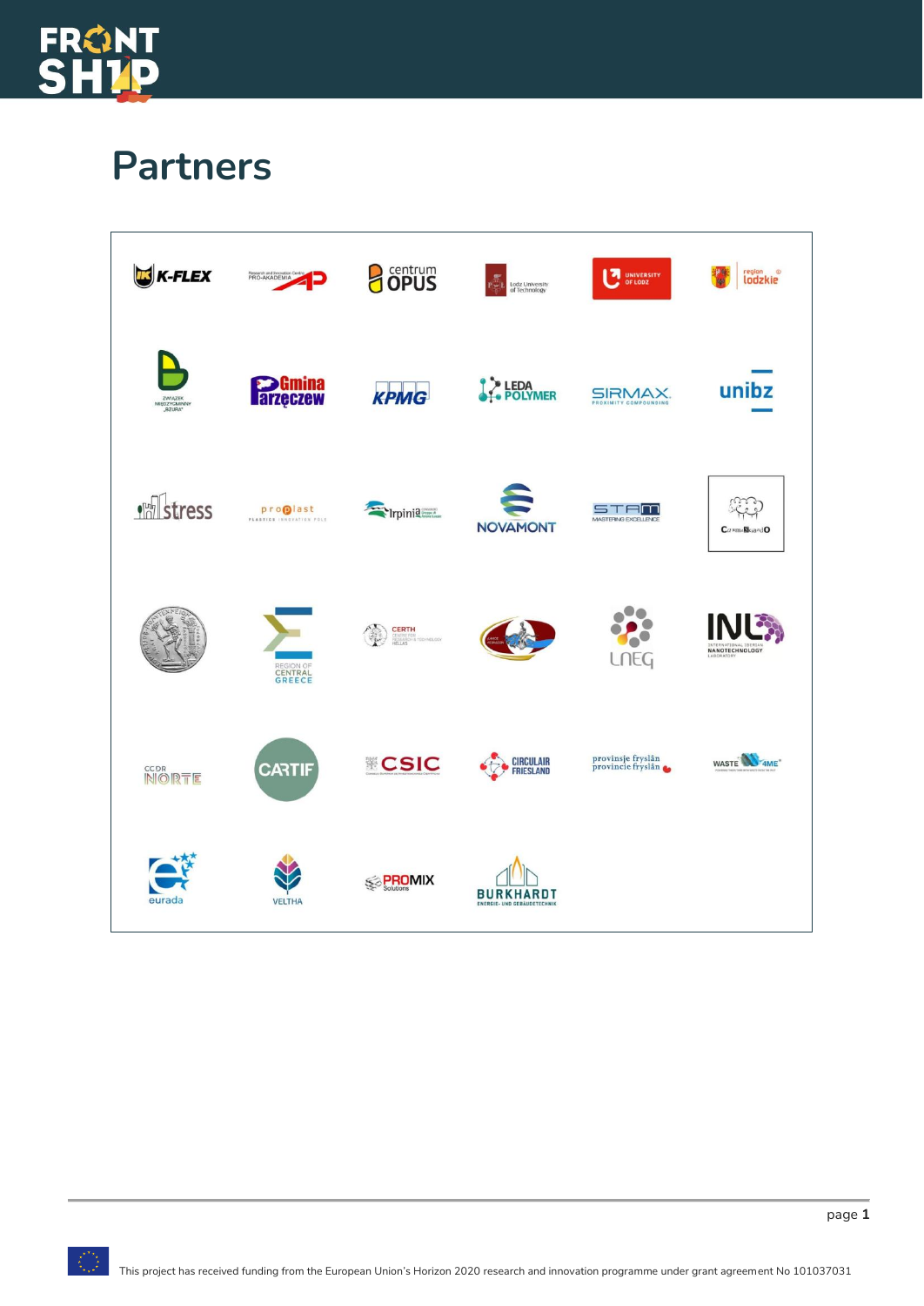# Partners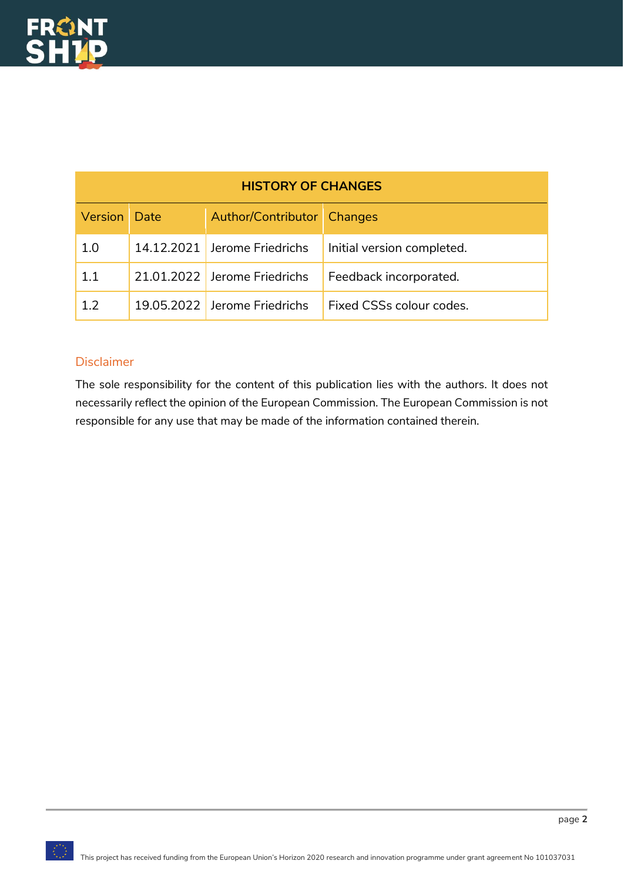| HISTORY OF CHANGES | | | |
|---|---|---|---|
| Version | Date | Author/Contributor | Changes |
| 1.0 | 14.12.2021 | Jerome Friedrichs | Initial version completed. |
| 1.1 | 21.01.2022 | Jerome Friedrichs | Feedback incorporated. |
| 1.2 | 19.05.2022 | Jerome Friedrichs | Fixed CSSs colour codes. |

### Disclaimer

The sole responsibility for the content of this publication lies with the authors. It does not necessarily reflect the opinion of the European Commission. The European Commission is not responsible for any use that may be made of the information contained therein.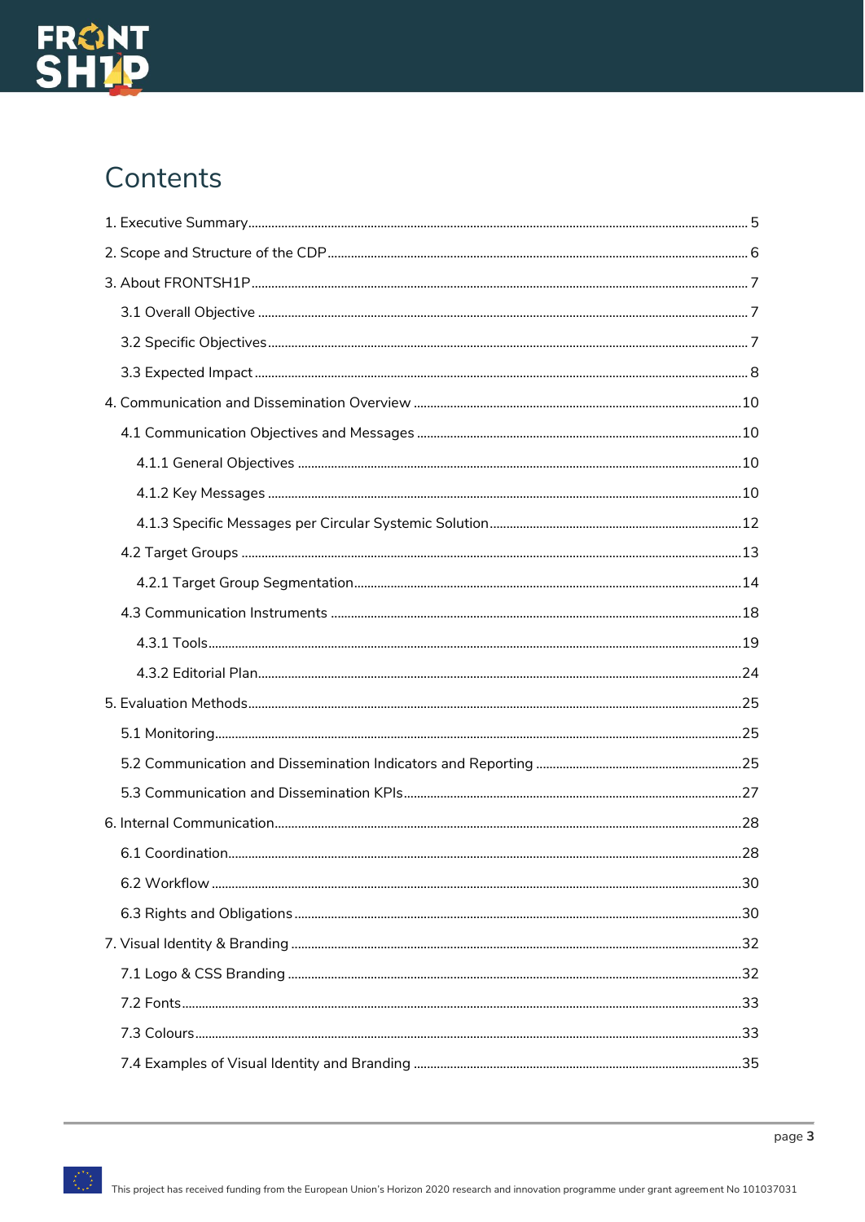# Contents

1. Executive Summary ..... 5
2. Scope and Structure of the CDP ..... 6
3. About FRONTSH1P ..... 7
   - 3.1 Overall Objective ..... 7
   - 3.2 Specific Objectives ..... 7
   - 3.3 Expected Impact ..... 8
4. Communication and Dissemination Overview ..... 10
   - 4.1 Communication Objectives and Messages ..... 10
     - 4.1.1 General Objectives ..... 10
     - 4.1.2 Key Messages ..... 10
     - 4.1.3 Specific Messages per Circular Systemic Solution ..... 12
   - 4.2 Target Groups ..... 13
     - 4.2.1 Target Group Segmentation ..... 14
   - 4.3 Communication Instruments ..... 18
     - 4.3.1 Tools ..... 19
     - 4.3.2 Editorial Plan ..... 24
5. Evaluation Methods ..... 25
   - 5.1 Monitoring ..... 25
   - 5.2 Communication and Dissemination Indicators and Reporting ..... 25
   - 5.3 Communication and Dissemination KPIs ..... 27
6. Internal Communication ..... 28
   - 6.1 Coordination ..... 28
   - 6.2 Workflow ..... 30
   - 6.3 Rights and Obligations ..... 30
7. Visual Identity & Branding ..... 32
   - 7.1 Logo & CSS Branding ..... 32
   - 7.2 Fonts ..... 33
   - 7.3 Colours ..... 33
   - 7.4 Examples of Visual Identity and Branding ..... 35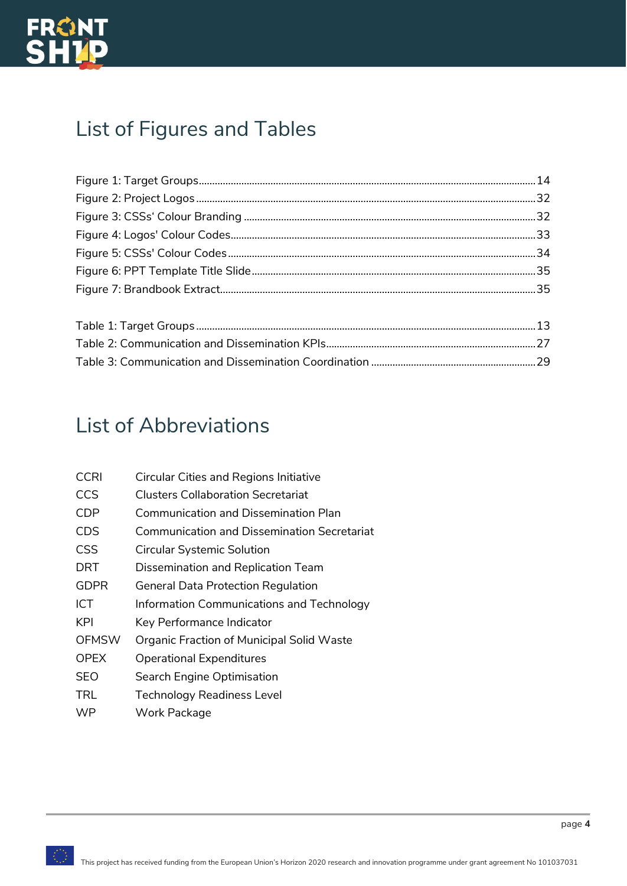# List of Figures and Tables

Figure 1: Target Groups.......................................................................................................................14
Figure 2: Project Logos .......................................................................................................................32
Figure 3: CSSs‘ Colour Branding ......................................................................................................32
Figure 4: Logos' Colour Codes..........................................................................................................33
Figure 5: CSSs' Colour Codes ...........................................................................................................34
Figure 6: PPT Template Title Slide ..................................................................................................35
Figure 7: Brandbook Extract..............................................................................................................35

Table 1: Target Groups ........................................................................................................................13
Table 2: Communication and Dissemination KPIs.......................................................................27
Table 3: Communication and Dissemination Coordination .......................................................29

# List of Abbreviations

| | |
|---|---|
| CCRI | Circular Cities and Regions Initiative |
| CCS | Clusters Collaboration Secretariat |
| CDP | Communication and Dissemination Plan |
| CDS | Communication and Dissemination Secretariat |
| CSS | Circular Systemic Solution |
| DRT | Dissemination and Replication Team |
| GDPR | General Data Protection Regulation |
| ICT | Information Communications and Technology |
| KPI | Key Performance Indicator |
| OFMSW | Organic Fraction of Municipal Solid Waste |
| OPEX | Operational Expenditures |
| SEO | Search Engine Optimisation |
| TRL | Technology Readiness Level |
| WP | Work Package |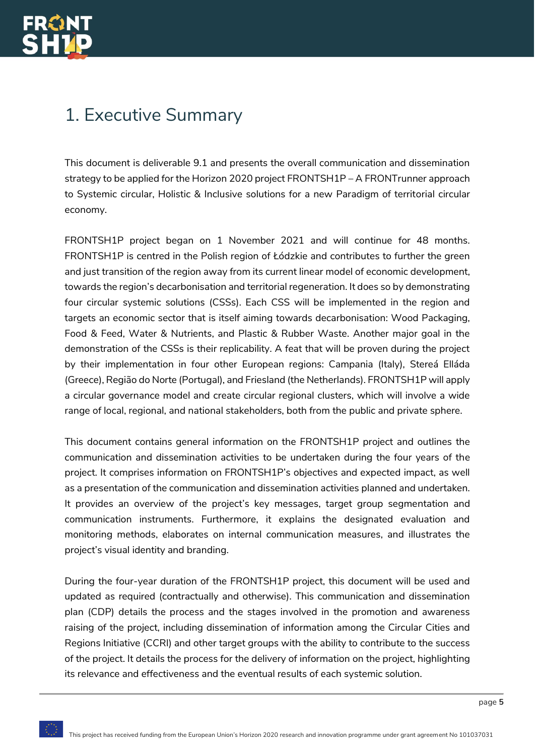# 1. Executive Summary

This document is deliverable 9.1 and presents the overall communication and dissemination strategy to be applied for the Horizon 2020 project FRONTSH1P – A FRONTrunner approach to Systemic circular, Holistic & Inclusive solutions for a new Paradigm of territorial circular economy.

FRONTSH1P project began on 1 November 2021 and will continue for 48 months. FRONTSH1P is centred in the Polish region of Łódzkie and contributes to further the green and just transition of the region away from its current linear model of economic development, towards the region's decarbonisation and territorial regeneration. It does so by demonstrating four circular systemic solutions (CSSs). Each CSS will be implemented in the region and targets an economic sector that is itself aiming towards decarbonisation: Wood Packaging, Food & Feed, Water & Nutrients, and Plastic & Rubber Waste. Another major goal in the demonstration of the CSSs is their replicability. A feat that will be proven during the project by their implementation in four other European regions: Campania (Italy), Stereá Elláda (Greece), Região do Norte (Portugal), and Friesland (the Netherlands). FRONTSH1P will apply a circular governance model and create circular regional clusters, which will involve a wide range of local, regional, and national stakeholders, both from the public and private sphere.

This document contains general information on the FRONTSH1P project and outlines the communication and dissemination activities to be undertaken during the four years of the project. It comprises information on FRONTSH1P's objectives and expected impact, as well as a presentation of the communication and dissemination activities planned and undertaken. It provides an overview of the project's key messages, target group segmentation and communication instruments. Furthermore, it explains the designated evaluation and monitoring methods, elaborates on internal communication measures, and illustrates the project's visual identity and branding.

During the four-year duration of the FRONTSH1P project, this document will be used and updated as required (contractually and otherwise). This communication and dissemination plan (CDP) details the process and the stages involved in the promotion and awareness raising of the project, including dissemination of information among the Circular Cities and Regions Initiative (CCRI) and other target groups with the ability to contribute to the success of the project. It details the process for the delivery of information on the project, highlighting its relevance and effectiveness and the eventual results of each systemic solution.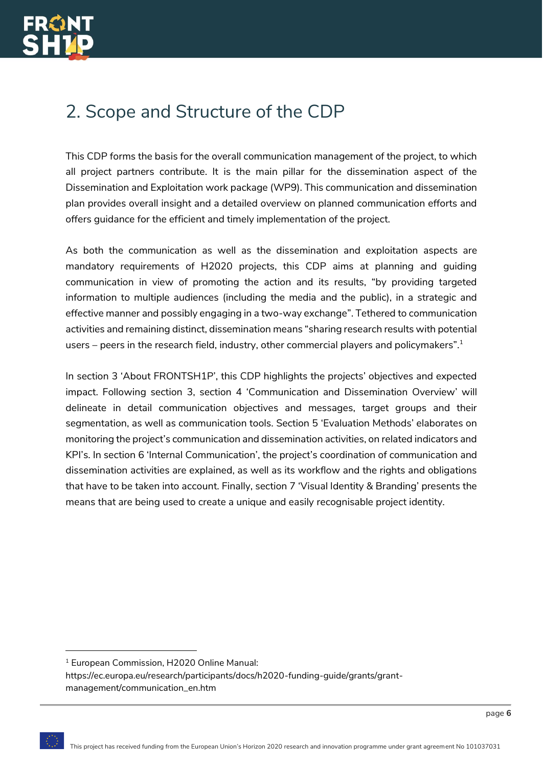# 2. Scope and Structure of the CDP

This CDP forms the basis for the overall communication management of the project, to which all project partners contribute. It is the main pillar for the dissemination aspect of the Dissemination and Exploitation work package (WP9). This communication and dissemination plan provides overall insight and a detailed overview on planned communication efforts and offers guidance for the efficient and timely implementation of the project.

As both the communication as well as the dissemination and exploitation aspects are mandatory requirements of H2020 projects, this CDP aims at planning and guiding communication in view of promoting the action and its results, "by providing targeted information to multiple audiences (including the media and the public), in a strategic and effective manner and possibly engaging in a two-way exchange". Tethered to communication activities and remaining distinct, dissemination means "sharing research results with potential users – peers in the research field, industry, other commercial players and policymakers".[1]

In section 3 'About FRONTSH1P', this CDP highlights the projects' objectives and expected impact. Following section 3, section 4 'Communication and Dissemination Overview' will delineate in detail communication objectives and messages, target groups and their segmentation, as well as communication tools. Section 5 'Evaluation Methods' elaborates on monitoring the project's communication and dissemination activities, on related indicators and KPI's. In section 6 'Internal Communication', the project's coordination of communication and dissemination activities are explained, as well as its workflow and the rights and obligations that have to be taken into account. Finally, section 7 'Visual Identity & Branding' presents the means that are being used to create a unique and easily recognisable project identity.

[1] European Commission, H2020 Online Manual: https://ec.europa.eu/research/participants/docs/h2020-funding-guide/grants/grant-management/communication_en.htm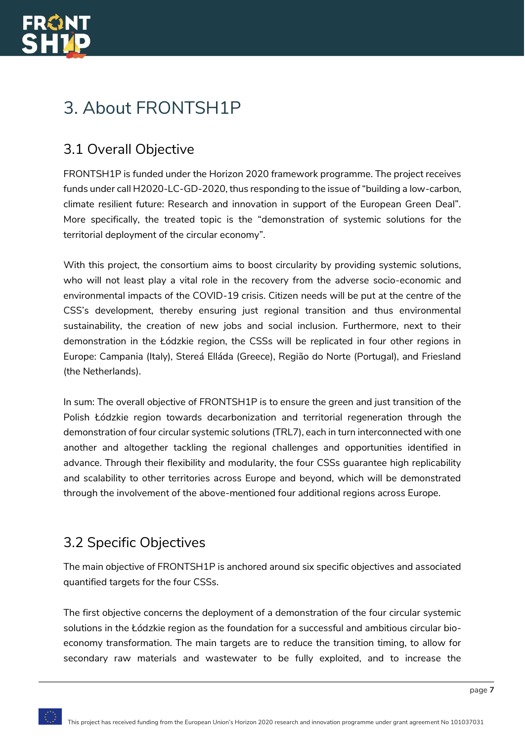# 3. About FRONTSH1P

## 3.1 Overall Objective

FRONTSH1P is funded under the Horizon 2020 framework programme. The project receives funds under call H2020-LC-GD-2020, thus responding to the issue of "building a low-carbon, climate resilient future: Research and innovation in support of the European Green Deal". More specifically, the treated topic is the "demonstration of systemic solutions for the territorial deployment of the circular economy".

With this project, the consortium aims to boost circularity by providing systemic solutions, who will not least play a vital role in the recovery from the adverse socio-economic and environmental impacts of the COVID-19 crisis. Citizen needs will be put at the centre of the CSS's development, thereby ensuring just regional transition and thus environmental sustainability, the creation of new jobs and social inclusion. Furthermore, next to their demonstration in the Łódzkie region, the CSSs will be replicated in four other regions in Europe: Campania (Italy), Stereá Elláda (Greece), Região do Norte (Portugal), and Friesland (the Netherlands).

In sum: The overall objective of FRONTSH1P is to ensure the green and just transition of the Polish Łódzkie region towards decarbonization and territorial regeneration through the demonstration of four circular systemic solutions (TRL7), each in turn interconnected with one another and altogether tackling the regional challenges and opportunities identified in advance. Through their flexibility and modularity, the four CSSs guarantee high replicability and scalability to other territories across Europe and beyond, which will be demonstrated through the involvement of the above-mentioned four additional regions across Europe.

## 3.2 Specific Objectives

The main objective of FRONTSH1P is anchored around six specific objectives and associated quantified targets for the four CSSs.

The first objective concerns the deployment of a demonstration of the four circular systemic solutions in the Łódzkie region as the foundation for a successful and ambitious circular bio-economy transformation. The main targets are to reduce the transition timing, to allow for secondary raw materials and wastewater to be fully exploited, and to increase the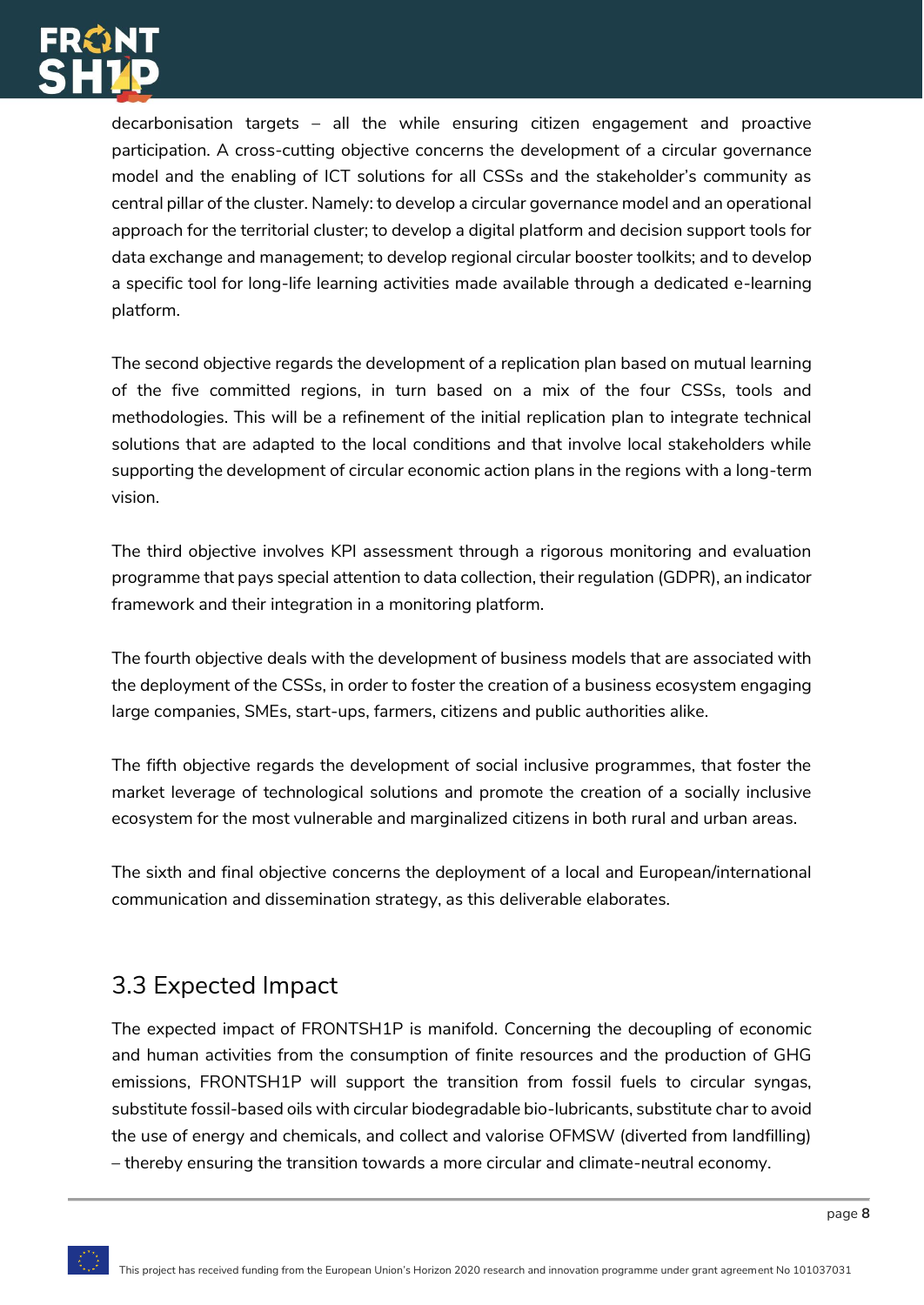decarbonisation targets – all the while ensuring citizen engagement and proactive participation. A cross-cutting objective concerns the development of a circular governance model and the enabling of ICT solutions for all CSSs and the stakeholder's community as central pillar of the cluster. Namely: to develop a circular governance model and an operational approach for the territorial cluster; to develop a digital platform and decision support tools for data exchange and management; to develop regional circular booster toolkits; and to develop a specific tool for long-life learning activities made available through a dedicated e-learning platform.

The second objective regards the development of a replication plan based on mutual learning of the five committed regions, in turn based on a mix of the four CSSs, tools and methodologies. This will be a refinement of the initial replication plan to integrate technical solutions that are adapted to the local conditions and that involve local stakeholders while supporting the development of circular economic action plans in the regions with a long-term vision.

The third objective involves KPI assessment through a rigorous monitoring and evaluation programme that pays special attention to data collection, their regulation (GDPR), an indicator framework and their integration in a monitoring platform.

The fourth objective deals with the development of business models that are associated with the deployment of the CSSs, in order to foster the creation of a business ecosystem engaging large companies, SMEs, start-ups, farmers, citizens and public authorities alike.

The fifth objective regards the development of social inclusive programmes, that foster the market leverage of technological solutions and promote the creation of a socially inclusive ecosystem for the most vulnerable and marginalized citizens in both rural and urban areas.

The sixth and final objective concerns the deployment of a local and European/international communication and dissemination strategy, as this deliverable elaborates.

## 3.3 Expected Impact

The expected impact of FRONTSH1P is manifold. Concerning the decoupling of economic and human activities from the consumption of finite resources and the production of GHG emissions, FRONTSH1P will support the transition from fossil fuels to circular syngas, substitute fossil-based oils with circular biodegradable bio-lubricants, substitute char to avoid the use of energy and chemicals, and collect and valorise OFMSW (diverted from landfilling) – thereby ensuring the transition towards a more circular and climate-neutral economy.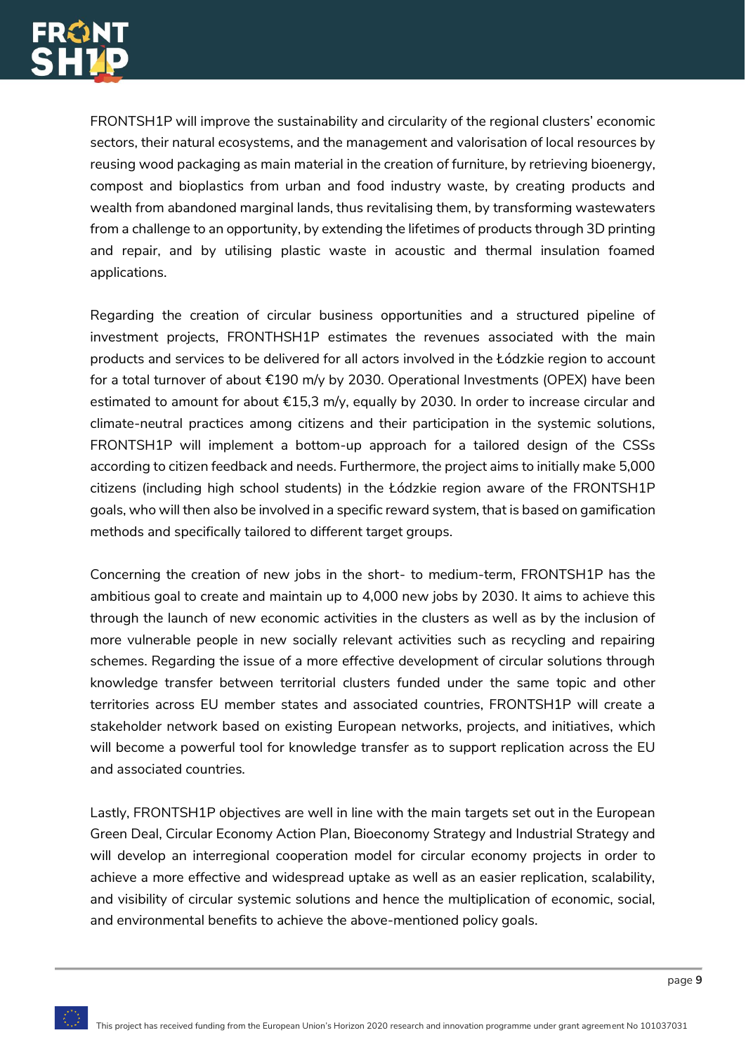FRONTSH1P will improve the sustainability and circularity of the regional clusters' economic sectors, their natural ecosystems, and the management and valorisation of local resources by reusing wood packaging as main material in the creation of furniture, by retrieving bioenergy, compost and bioplastics from urban and food industry waste, by creating products and wealth from abandoned marginal lands, thus revitalising them, by transforming wastewaters from a challenge to an opportunity, by extending the lifetimes of products through 3D printing and repair, and by utilising plastic waste in acoustic and thermal insulation foamed applications.

Regarding the creation of circular business opportunities and a structured pipeline of investment projects, FRONTHSH1P estimates the revenues associated with the main products and services to be delivered for all actors involved in the Łódzkie region to account for a total turnover of about €190 m/y by 2030. Operational Investments (OPEX) have been estimated to amount for about €15,3 m/y, equally by 2030. In order to increase circular and climate-neutral practices among citizens and their participation in the systemic solutions, FRONTSH1P will implement a bottom-up approach for a tailored design of the CSSs according to citizen feedback and needs. Furthermore, the project aims to initially make 5,000 citizens (including high school students) in the Łódzkie region aware of the FRONTSH1P goals, who will then also be involved in a specific reward system, that is based on gamification methods and specifically tailored to different target groups.

Concerning the creation of new jobs in the short- to medium-term, FRONTSH1P has the ambitious goal to create and maintain up to 4,000 new jobs by 2030. It aims to achieve this through the launch of new economic activities in the clusters as well as by the inclusion of more vulnerable people in new socially relevant activities such as recycling and repairing schemes. Regarding the issue of a more effective development of circular solutions through knowledge transfer between territorial clusters funded under the same topic and other territories across EU member states and associated countries, FRONTSH1P will create a stakeholder network based on existing European networks, projects, and initiatives, which will become a powerful tool for knowledge transfer as to support replication across the EU and associated countries.

Lastly, FRONTSH1P objectives are well in line with the main targets set out in the European Green Deal, Circular Economy Action Plan, Bioeconomy Strategy and Industrial Strategy and will develop an interregional cooperation model for circular economy projects in order to achieve a more effective and widespread uptake as well as an easier replication, scalability, and visibility of circular systemic solutions and hence the multiplication of economic, social, and environmental benefits to achieve the above-mentioned policy goals.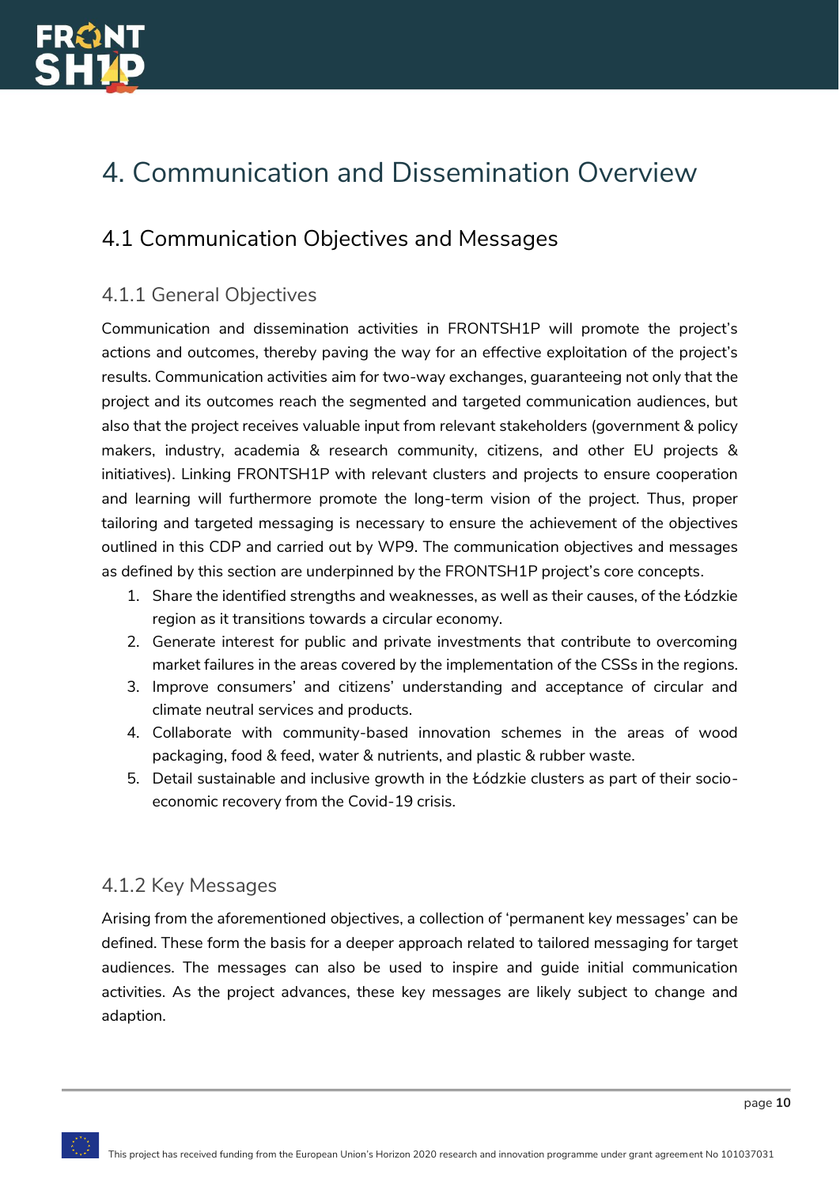# 4. Communication and Dissemination Overview

## 4.1 Communication Objectives and Messages

### 4.1.1 General Objectives

Communication and dissemination activities in FRONTSH1P will promote the project's actions and outcomes, thereby paving the way for an effective exploitation of the project's results. Communication activities aim for two-way exchanges, guaranteeing not only that the project and its outcomes reach the segmented and targeted communication audiences, but also that the project receives valuable input from relevant stakeholders (government & policy makers, industry, academia & research community, citizens, and other EU projects & initiatives). Linking FRONTSH1P with relevant clusters and projects to ensure cooperation and learning will furthermore promote the long-term vision of the project. Thus, proper tailoring and targeted messaging is necessary to ensure the achievement of the objectives outlined in this CDP and carried out by WP9. The communication objectives and messages as defined by this section are underpinned by the FRONTSH1P project's core concepts.

1. Share the identified strengths and weaknesses, as well as their causes, of the Łódzkie region as it transitions towards a circular economy.
2. Generate interest for public and private investments that contribute to overcoming market failures in the areas covered by the implementation of the CSSs in the regions.
3. Improve consumers' and citizens' understanding and acceptance of circular and climate neutral services and products.
4. Collaborate with community-based innovation schemes in the areas of wood packaging, food & feed, water & nutrients, and plastic & rubber waste.
5. Detail sustainable and inclusive growth in the Łódzkie clusters as part of their socio-economic recovery from the Covid-19 crisis.

### 4.1.2 Key Messages

Arising from the aforementioned objectives, a collection of 'permanent key messages' can be defined. These form the basis for a deeper approach related to tailored messaging for target audiences. The messages can also be used to inspire and guide initial communication activities. As the project advances, these key messages are likely subject to change and adaption.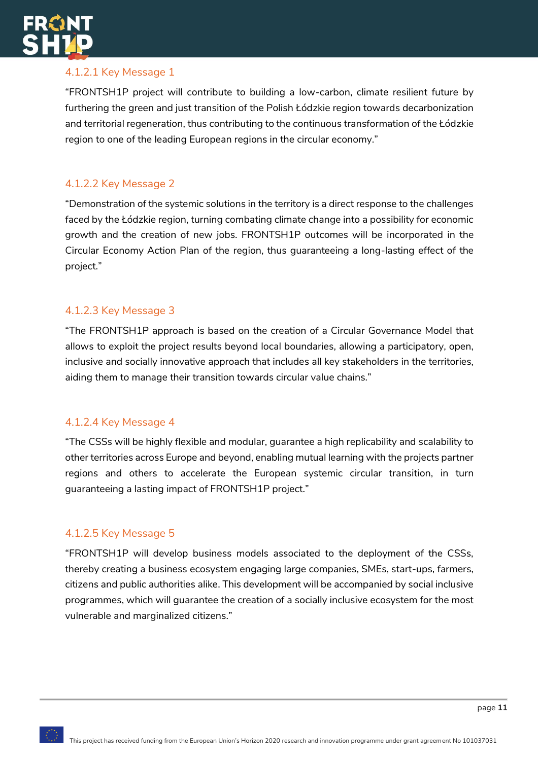#### 4.1.2.1 Key Message 1

"FRONTSH1P project will contribute to building a low-carbon, climate resilient future by furthering the green and just transition of the Polish Łódzkie region towards decarbonization and territorial regeneration, thus contributing to the continuous transformation of the Łódzkie region to one of the leading European regions in the circular economy."

#### 4.1.2.2 Key Message 2

"Demonstration of the systemic solutions in the territory is a direct response to the challenges faced by the Łódzkie region, turning combating climate change into a possibility for economic growth and the creation of new jobs. FRONTSH1P outcomes will be incorporated in the Circular Economy Action Plan of the region, thus guaranteeing a long-lasting effect of the project."

#### 4.1.2.3 Key Message 3

"The FRONTSH1P approach is based on the creation of a Circular Governance Model that allows to exploit the project results beyond local boundaries, allowing a participatory, open, inclusive and socially innovative approach that includes all key stakeholders in the territories, aiding them to manage their transition towards circular value chains."

#### 4.1.2.4 Key Message 4

"The CSSs will be highly flexible and modular, guarantee a high replicability and scalability to other territories across Europe and beyond, enabling mutual learning with the projects partner regions and others to accelerate the European systemic circular transition, in turn guaranteeing a lasting impact of FRONTSH1P project."

#### 4.1.2.5 Key Message 5

"FRONTSH1P will develop business models associated to the deployment of the CSSs, thereby creating a business ecosystem engaging large companies, SMEs, start-ups, farmers, citizens and public authorities alike. This development will be accompanied by social inclusive programmes, which will guarantee the creation of a socially inclusive ecosystem for the most vulnerable and marginalized citizens."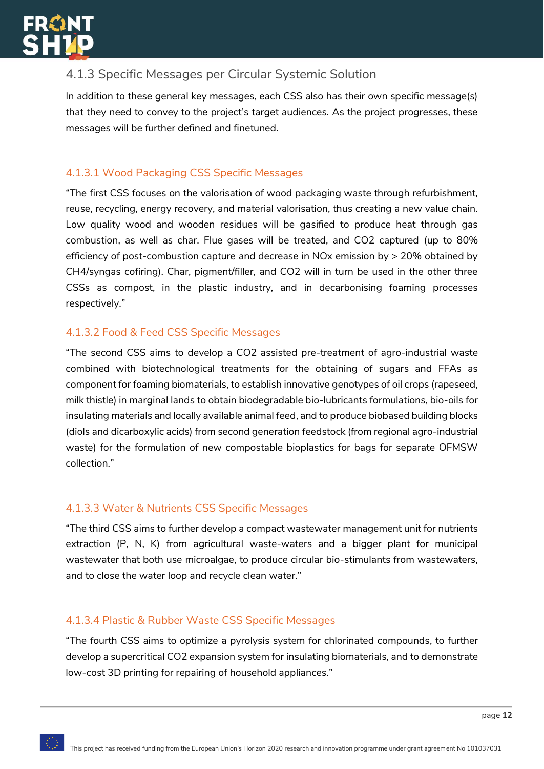### 4.1.3 Specific Messages per Circular Systemic Solution

In addition to these general key messages, each CSS also has their own specific message(s) that they need to convey to the project's target audiences. As the project progresses, these messages will be further defined and finetuned.

#### 4.1.3.1 Wood Packaging CSS Specific Messages

"The first CSS focuses on the valorisation of wood packaging waste through refurbishment, reuse, recycling, energy recovery, and material valorisation, thus creating a new value chain. Low quality wood and wooden residues will be gasified to produce heat through gas combustion, as well as char. Flue gases will be treated, and $CO_2$ captured (up to 80% efficiency of post-combustion capture and decrease in $NO_x$ emission by > 20% obtained by $CH_4$/syngas cofiring). Char, pigment/filler, and $CO_2$ will in turn be used in the other three CSSs as compost, in the plastic industry, and in decarbonising foaming processes respectively."

#### 4.1.3.2 Food & Feed CSS Specific Messages

"The second CSS aims to develop a $CO_2$ assisted pre-treatment of agro-industrial waste combined with biotechnological treatments for the obtaining of sugars and FFAs as component for foaming biomaterials, to establish innovative genotypes of oil crops (rapeseed, milk thistle) in marginal lands to obtain biodegradable bio-lubricants formulations, bio-oils for insulating materials and locally available animal feed, and to produce biobased building blocks (diols and dicarboxylic acids) from second generation feedstock (from regional agro-industrial waste) for the formulation of new compostable bioplastics for bags for separate OFMSW collection."

#### 4.1.3.3 Water & Nutrients CSS Specific Messages

"The third CSS aims to further develop a compact wastewater management unit for nutrients extraction (P, N, K) from agricultural waste-waters and a bigger plant for municipal wastewater that both use microalgae, to produce circular bio-stimulants from wastewaters, and to close the water loop and recycle clean water."

#### 4.1.3.4 Plastic & Rubber Waste CSS Specific Messages

"The fourth CSS aims to optimize a pyrolysis system for chlorinated compounds, to further develop a supercritical $CO_2$ expansion system for insulating biomaterials, and to demonstrate low-cost 3D printing for repairing of household appliances."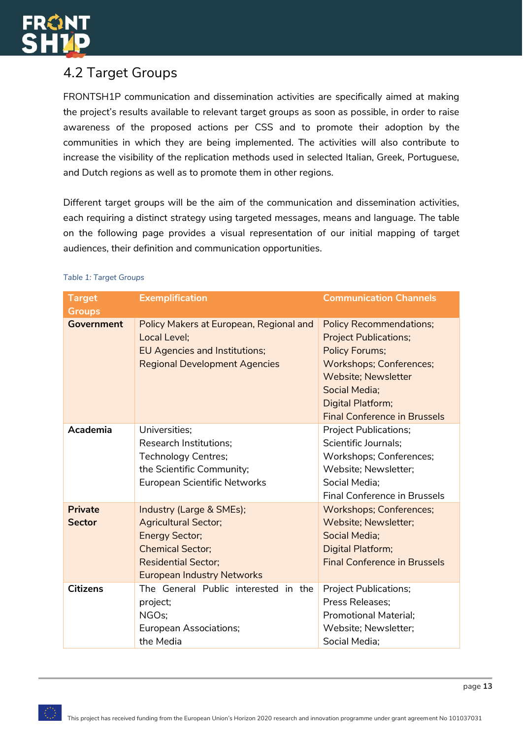## 4.2 Target Groups

FRONTSH1P communication and dissemination activities are specifically aimed at making the project's results available to relevant target groups as soon as possible, in order to raise awareness of the proposed actions per CSS and to promote their adoption by the communities in which they are being implemented. The activities will also contribute to increase the visibility of the replication methods used in selected Italian, Greek, Portuguese, and Dutch regions as well as to promote them in other regions.

Different target groups will be the aim of the communication and dissemination activities, each requiring a distinct strategy using targeted messages, means and language. The table on the following page provides a visual representation of our initial mapping of target audiences, their definition and communication opportunities.

*Table 1: Target Groups*

| Target Groups | Exemplification | Communication Channels |
| --- | --- | --- |
| **Government** | Policy Makers at European, Regional and Local Level;<br>EU Agencies and Institutions;<br>Regional Development Agencies | Policy Recommendations;<br>Project Publications;<br>Policy Forums;<br>Workshops; Conferences;<br>Website; Newsletter<br>Social Media;<br>Digital Platform;<br>Final Conference in Brussels |
| **Academia** | Universities;<br>Research Institutions;<br>Technology Centres;<br>the Scientific Community;<br>European Scientific Networks | Project Publications;<br>Scientific Journals;<br>Workshops; Conferences;<br>Website; Newsletter;<br>Social Media;<br>Final Conference in Brussels |
| **Private Sector** | Industry (Large & SMEs);<br>Agricultural Sector;<br>Energy Sector;<br>Chemical Sector;<br>Residential Sector;<br>European Industry Networks | Workshops; Conferences;<br>Website; Newsletter;<br>Social Media;<br>Digital Platform;<br>Final Conference in Brussels |
| **Citizens** | The General Public interested in the project;<br>NGOs;<br>European Associations;<br>the Media | Project Publications;<br>Press Releases;<br>Promotional Material;<br>Website; Newsletter;<br>Social Media; |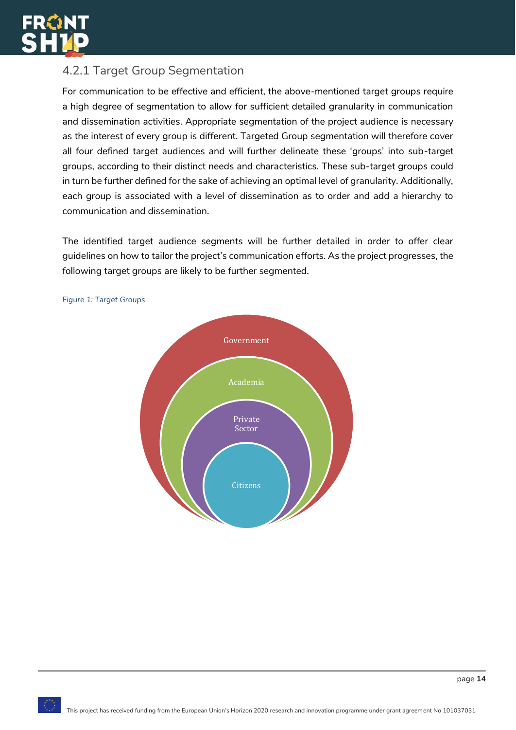### 4.2.1 Target Group Segmentation

For communication to be effective and efficient, the above-mentioned target groups require a high degree of segmentation to allow for sufficient detailed granularity in communication and dissemination activities. Appropriate segmentation of the project audience is necessary as the interest of every group is different. Targeted Group segmentation will therefore cover all four defined target audiences and will further delineate these 'groups' into sub-target groups, according to their distinct needs and characteristics. These sub-target groups could in turn be further defined for the sake of achieving an optimal level of granularity. Additionally, each group is associated with a level of dissemination as to order and add a hierarchy to communication and dissemination.

The identified target audience segments will be further detailed in order to offer clear guidelines on how to tailor the project's communication efforts. As the project progresses, the following target groups are likely to be further segmented.

*Figure 1: Target Groups*

Government

Academia

Private Sector

Citizens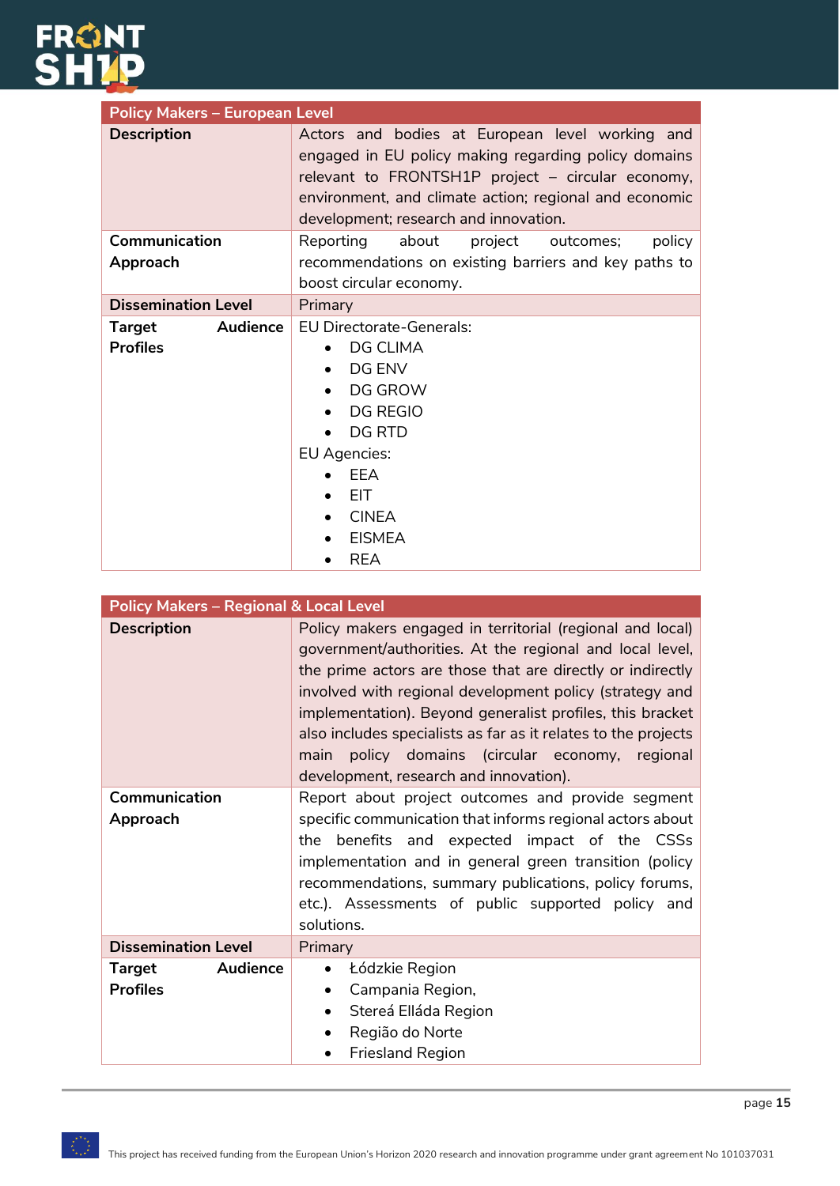| Policy Makers – European Level | |
|---|---|
| **Description** | Actors and bodies at European level working and engaged in EU policy making regarding policy domains relevant to FRONTSH1P project – circular economy, environment, and climate action; regional and economic development; research and innovation. |
| **Communication Approach** | Reporting about project outcomes; policy recommendations on existing barriers and key paths to boost circular economy. |
| **Dissemination Level** | Primary |
| **Target Audience Profiles** | EU Directorate-Generals:<br>• DG CLIMA<br>• DG ENV<br>• DG GROW<br>• DG REGIO<br>• DG RTD<br>EU Agencies:<br>• EEA<br>• EIT<br>• CINEA<br>• EISMEA<br>• REA |

| Policy Makers – Regional & Local Level | |
|---|---|
| **Description** | Policy makers engaged in territorial (regional and local) government/authorities. At the regional and local level, the prime actors are those that are directly or indirectly involved with regional development policy (strategy and implementation). Beyond generalist profiles, this bracket also includes specialists as far as it relates to the projects main policy domains (circular economy, regional development, research and innovation). |
| **Communication Approach** | Report about project outcomes and provide segment specific communication that informs regional actors about the benefits and expected impact of the CSSs implementation and in general green transition (policy recommendations, summary publications, policy forums, etc.). Assessments of public supported policy and solutions. |
| **Dissemination Level** | Primary |
| **Target Audience Profiles** | • Łódzkie Region<br>• Campania Region,<br>• Stereá Elláda Region<br>• Região do Norte<br>• Friesland Region |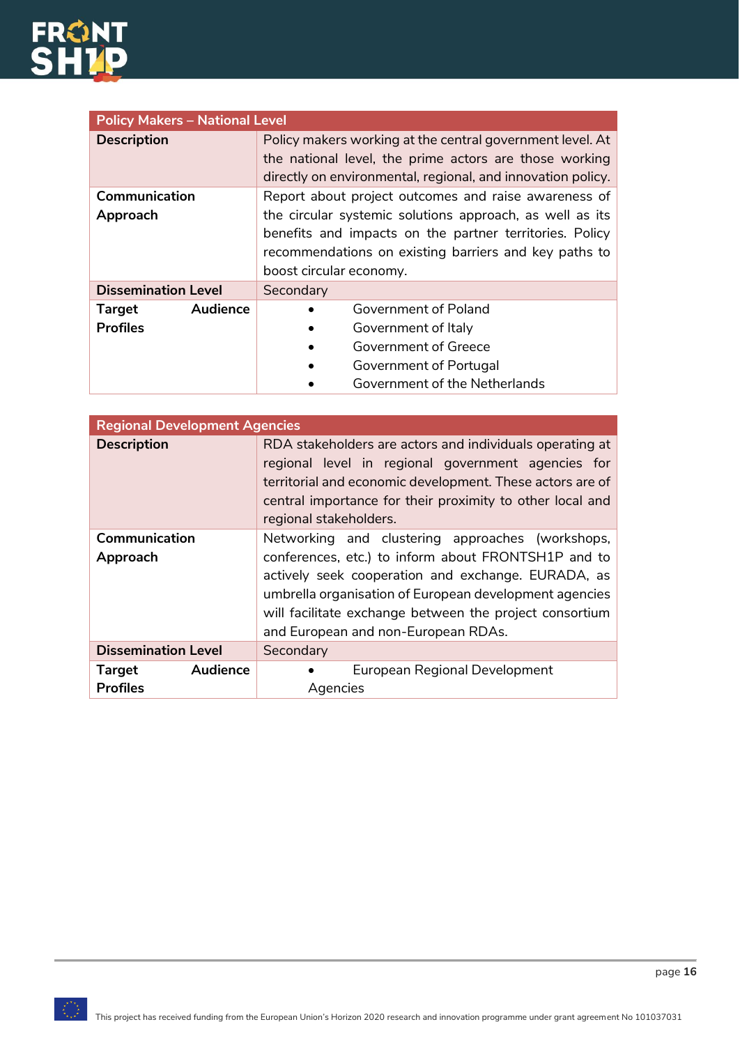| Policy Makers – National Level | |
|---|---|
| **Description** | Policy makers working at the central government level. At the national level, the prime actors are those working directly on environmental, regional, and innovation policy. |
| **Communication Approach** | Report about project outcomes and raise awareness of the circular systemic solutions approach, as well as its benefits and impacts on the partner territories. Policy recommendations on existing barriers and key paths to boost circular economy. |
| **Dissemination Level** | Secondary |
| **Target Audience Profiles** | • Government of Poland<br>• Government of Italy<br>• Government of Greece<br>• Government of Portugal<br>• Government of the Netherlands |

| Regional Development Agencies | |
|---|---|
| **Description** | RDA stakeholders are actors and individuals operating at regional level in regional government agencies for territorial and economic development. These actors are of central importance for their proximity to other local and regional stakeholders. |
| **Communication Approach** | Networking and clustering approaches (workshops, conferences, etc.) to inform about FRONTSH1P and to actively seek cooperation and exchange. EURADA, as umbrella organisation of European development agencies will facilitate exchange between the project consortium and European and non-European RDAs. |
| **Dissemination Level** | Secondary |
| **Target Audience Profiles** | • European Regional Development Agencies |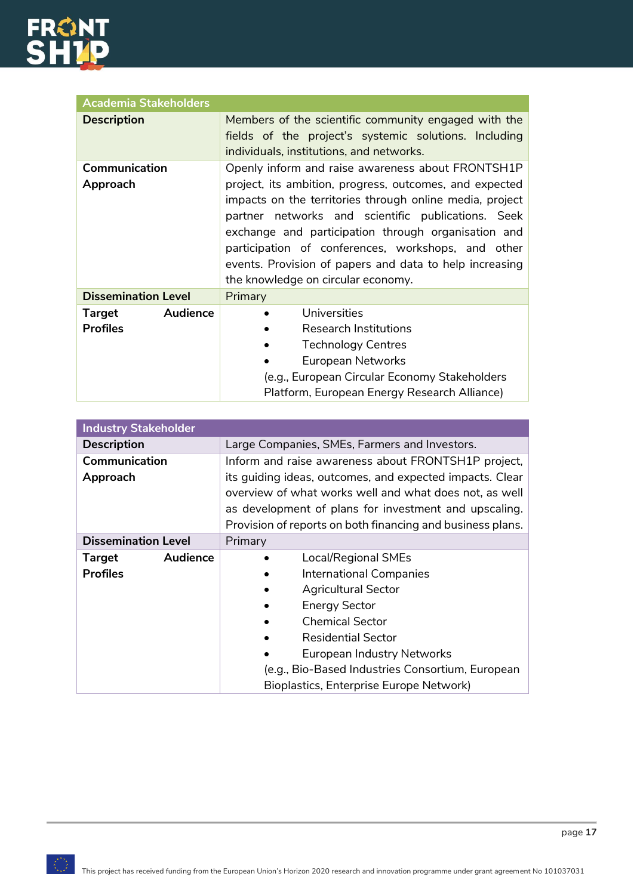| Academia Stakeholders | |
|---|---|
| **Description** | Members of the scientific community engaged with the fields of the project's systemic solutions. Including individuals, institutions, and networks. |
| **Communication Approach** | Openly inform and raise awareness about FRONTSH1P project, its ambition, progress, outcomes, and expected impacts on the territories through online media, project partner networks and scientific publications. Seek exchange and participation through organisation and participation of conferences, workshops, and other events. Provision of papers and data to help increasing the knowledge on circular economy. |
| **Dissemination Level** | Primary |
| **Target Audience Profiles** | • Universities<br>• Research Institutions<br>• Technology Centres<br>• European Networks<br>(e.g., European Circular Economy Stakeholders Platform, European Energy Research Alliance) |

| Industry Stakeholder | |
|---|---|
| **Description** | Large Companies, SMEs, Farmers and Investors. |
| **Communication Approach** | Inform and raise awareness about FRONTSH1P project, its guiding ideas, outcomes, and expected impacts. Clear overview of what works well and what does not, as well as development of plans for investment and upscaling. Provision of reports on both financing and business plans. |
| **Dissemination Level** | Primary |
| **Target Audience Profiles** | • Local/Regional SMEs<br>• International Companies<br>• Agricultural Sector<br>• Energy Sector<br>• Chemical Sector<br>• Residential Sector<br>• European Industry Networks<br>(e.g., Bio-Based Industries Consortium, European Bioplastics, Enterprise Europe Network) |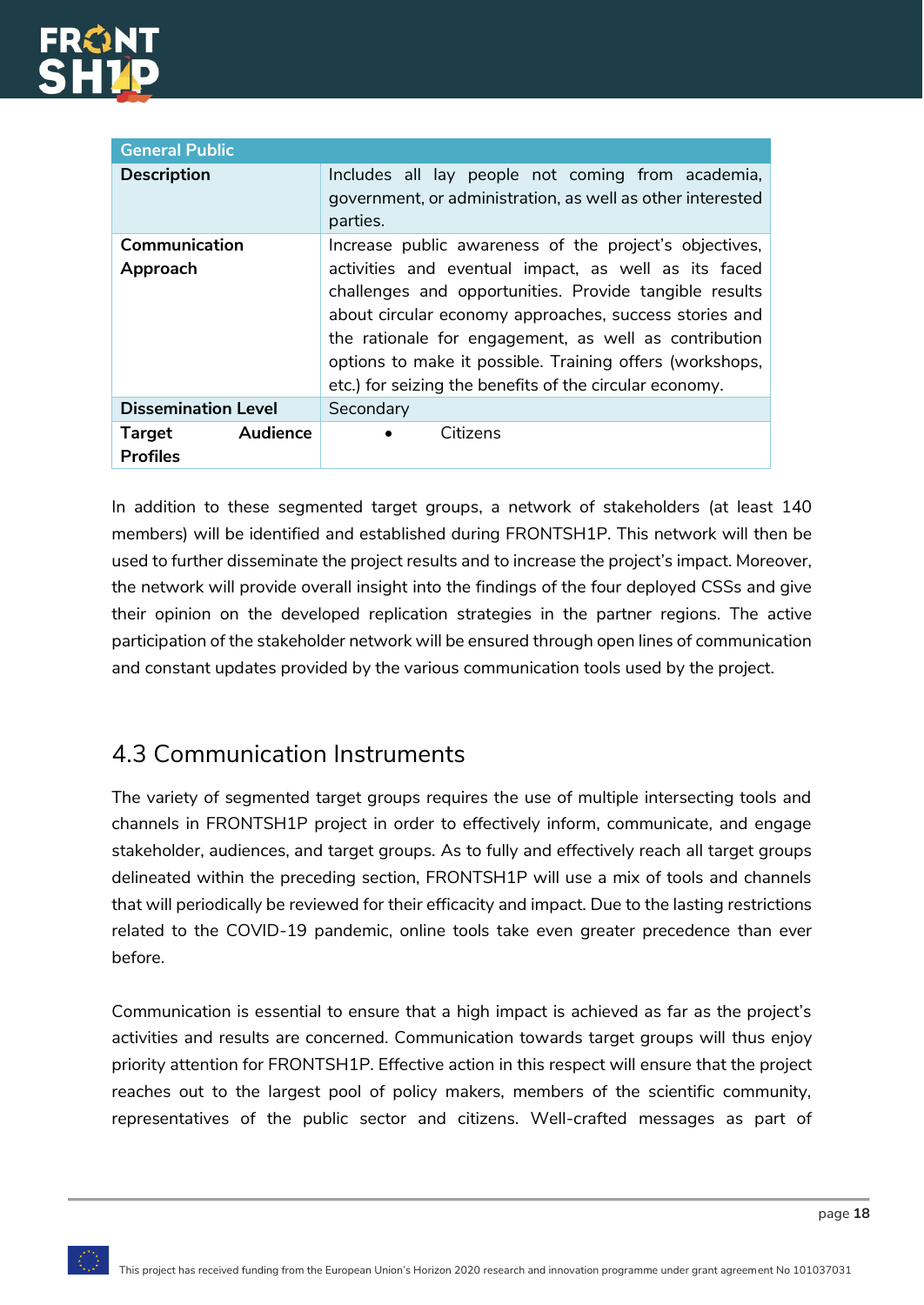| General Public | |
|---|---|
| **Description** | Includes all lay people not coming from academia, government, or administration, as well as other interested parties. |
| **Communication Approach** | Increase public awareness of the project's objectives, activities and eventual impact, as well as its faced challenges and opportunities. Provide tangible results about circular economy approaches, success stories and the rationale for engagement, as well as contribution options to make it possible. Training offers (workshops, etc.) for seizing the benefits of the circular economy. |
| **Dissemination Level** | Secondary |
| **Target Audience Profiles** | • Citizens |

In addition to these segmented target groups, a network of stakeholders (at least 140 members) will be identified and established during FRONTSH1P. This network will then be used to further disseminate the project results and to increase the project's impact. Moreover, the network will provide overall insight into the findings of the four deployed CSSs and give their opinion on the developed replication strategies in the partner regions. The active participation of the stakeholder network will be ensured through open lines of communication and constant updates provided by the various communication tools used by the project.

## 4.3 Communication Instruments

The variety of segmented target groups requires the use of multiple intersecting tools and channels in FRONTSH1P project in order to effectively inform, communicate, and engage stakeholder, audiences, and target groups. As to fully and effectively reach all target groups delineated within the preceding section, FRONTSH1P will use a mix of tools and channels that will periodically be reviewed for their efficacity and impact. Due to the lasting restrictions related to the COVID-19 pandemic, online tools take even greater precedence than ever before.

Communication is essential to ensure that a high impact is achieved as far as the project's activities and results are concerned. Communication towards target groups will thus enjoy priority attention for FRONTSH1P. Effective action in this respect will ensure that the project reaches out to the largest pool of policy makers, members of the scientific community, representatives of the public sector and citizens. Well-crafted messages as part of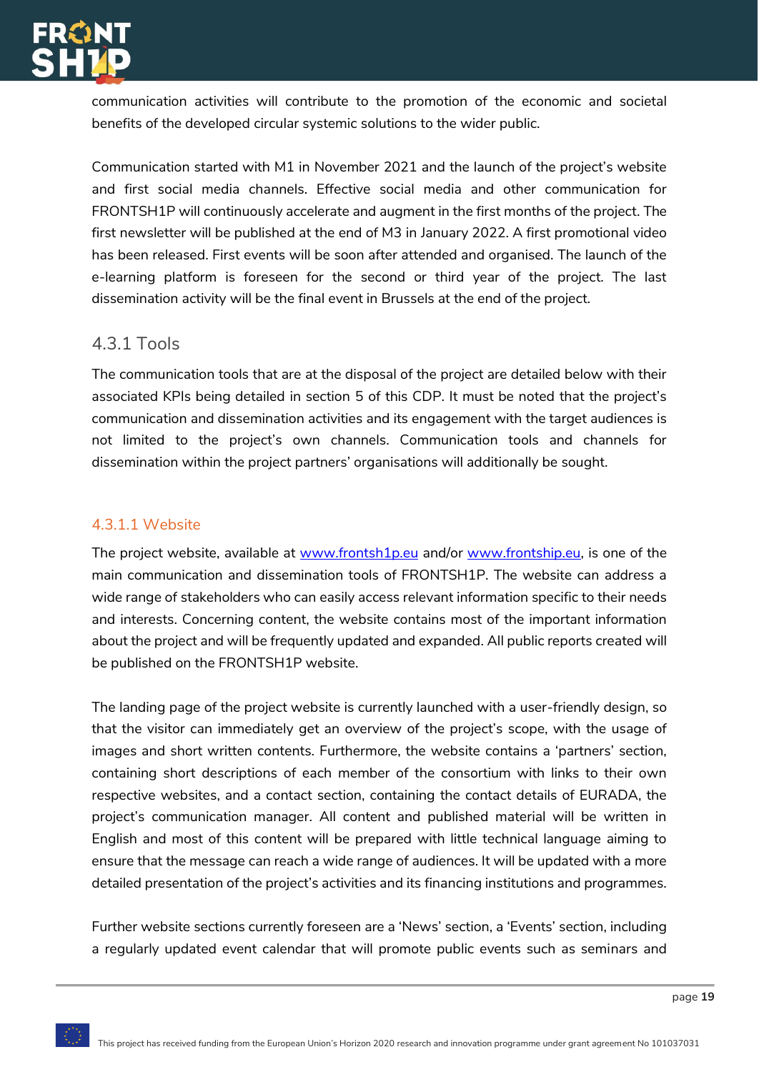communication activities will contribute to the promotion of the economic and societal benefits of the developed circular systemic solutions to the wider public.

Communication started with M1 in November 2021 and the launch of the project's website and first social media channels. Effective social media and other communication for FRONTSH1P will continuously accelerate and augment in the first months of the project. The first newsletter will be published at the end of M3 in January 2022. A first promotional video has been released. First events will be soon after attended and organised. The launch of the e-learning platform is foreseen for the second or third year of the project. The last dissemination activity will be the final event in Brussels at the end of the project.

### 4.3.1 Tools

The communication tools that are at the disposal of the project are detailed below with their associated KPIs being detailed in section 5 of this CDP. It must be noted that the project's communication and dissemination activities and its engagement with the target audiences is not limited to the project's own channels. Communication tools and channels for dissemination within the project partners' organisations will additionally be sought.

#### 4.3.1.1 Website

The project website, available at [www.frontsh1p.eu](http://www.frontsh1p.eu) and/or [www.frontship.eu](http://www.frontship.eu), is one of the main communication and dissemination tools of FRONTSH1P. The website can address a wide range of stakeholders who can easily access relevant information specific to their needs and interests. Concerning content, the website contains most of the important information about the project and will be frequently updated and expanded. All public reports created will be published on the FRONTSH1P website.

The landing page of the project website is currently launched with a user-friendly design, so that the visitor can immediately get an overview of the project's scope, with the usage of images and short written contents. Furthermore, the website contains a 'partners' section, containing short descriptions of each member of the consortium with links to their own respective websites, and a contact section, containing the contact details of EURADA, the project's communication manager. All content and published material will be written in English and most of this content will be prepared with little technical language aiming to ensure that the message can reach a wide range of audiences. It will be updated with a more detailed presentation of the project's activities and its financing institutions and programmes.

Further website sections currently foreseen are a 'News' section, a 'Events' section, including a regularly updated event calendar that will promote public events such as seminars and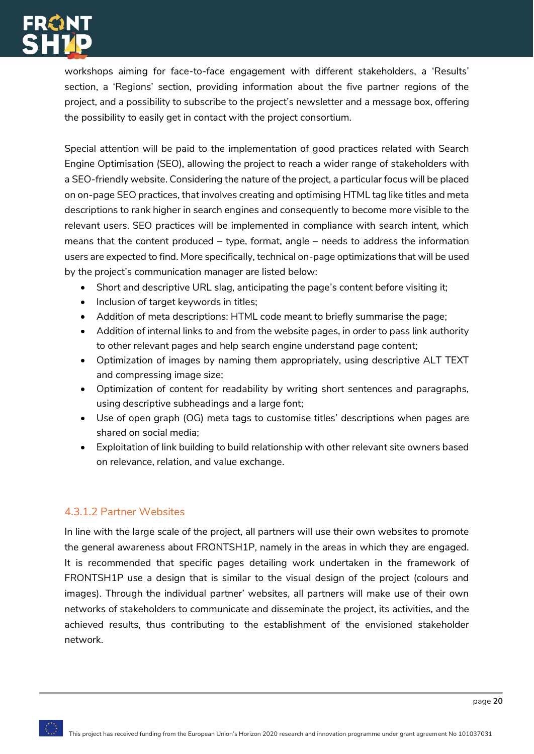workshops aiming for face-to-face engagement with different stakeholders, a 'Results' section, a 'Regions' section, providing information about the five partner regions of the project, and a possibility to subscribe to the project's newsletter and a message box, offering the possibility to easily get in contact with the project consortium.

Special attention will be paid to the implementation of good practices related with Search Engine Optimisation (SEO), allowing the project to reach a wider range of stakeholders with a SEO-friendly website. Considering the nature of the project, a particular focus will be placed on on-page SEO practices, that involves creating and optimising HTML tag like titles and meta descriptions to rank higher in search engines and consequently to become more visible to the relevant users. SEO practices will be implemented in compliance with search intent, which means that the content produced – type, format, angle – needs to address the information users are expected to find. More specifically, technical on-page optimizations that will be used by the project's communication manager are listed below:

- Short and descriptive URL slag, anticipating the page's content before visiting it;
- Inclusion of target keywords in titles;
- Addition of meta descriptions: HTML code meant to briefly summarise the page;
- Addition of internal links to and from the website pages, in order to pass link authority to other relevant pages and help search engine understand page content;
- Optimization of images by naming them appropriately, using descriptive ALT TEXT and compressing image size;
- Optimization of content for readability by writing short sentences and paragraphs, using descriptive subheadings and a large font;
- Use of open graph (OG) meta tags to customise titles' descriptions when pages are shared on social media;
- Exploitation of link building to build relationship with other relevant site owners based on relevance, relation, and value exchange.

#### 4.3.1.2 Partner Websites

In line with the large scale of the project, all partners will use their own websites to promote the general awareness about FRONTSH1P, namely in the areas in which they are engaged. It is recommended that specific pages detailing work undertaken in the framework of FRONTSH1P use a design that is similar to the visual design of the project (colours and images). Through the individual partner' websites, all partners will make use of their own networks of stakeholders to communicate and disseminate the project, its activities, and the achieved results, thus contributing to the establishment of the envisioned stakeholder network.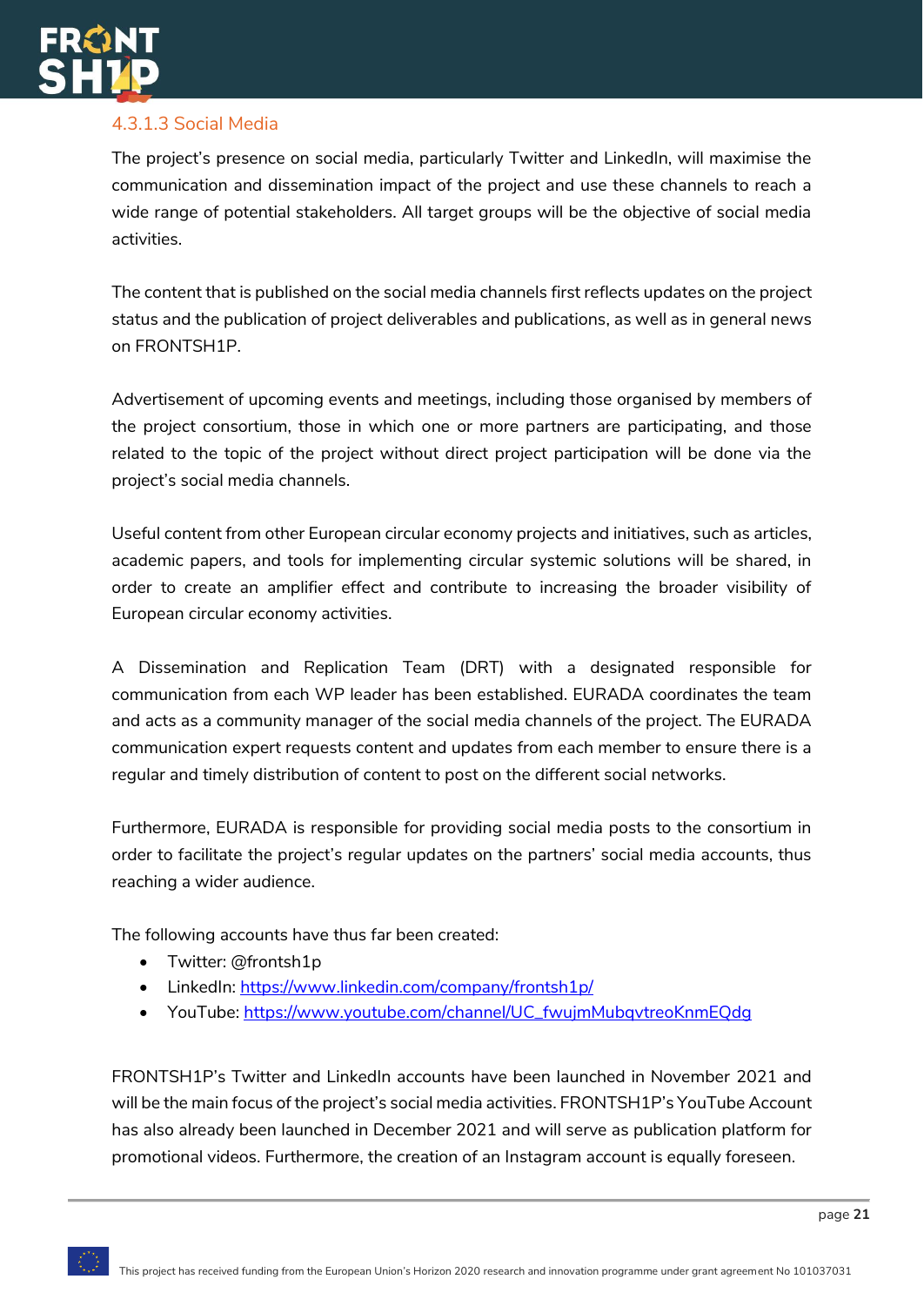#### 4.3.1.3 Social Media

The project's presence on social media, particularly Twitter and LinkedIn, will maximise the communication and dissemination impact of the project and use these channels to reach a wide range of potential stakeholders. All target groups will be the objective of social media activities.

The content that is published on the social media channels first reflects updates on the project status and the publication of project deliverables and publications, as well as in general news on FRONTSH1P.

Advertisement of upcoming events and meetings, including those organised by members of the project consortium, those in which one or more partners are participating, and those related to the topic of the project without direct project participation will be done via the project's social media channels.

Useful content from other European circular economy projects and initiatives, such as articles, academic papers, and tools for implementing circular systemic solutions will be shared, in order to create an amplifier effect and contribute to increasing the broader visibility of European circular economy activities.

A Dissemination and Replication Team (DRT) with a designated responsible for communication from each WP leader has been established. EURADA coordinates the team and acts as a community manager of the social media channels of the project. The EURADA communication expert requests content and updates from each member to ensure there is a regular and timely distribution of content to post on the different social networks.

Furthermore, EURADA is responsible for providing social media posts to the consortium in order to facilitate the project's regular updates on the partners' social media accounts, thus reaching a wider audience.

The following accounts have thus far been created:

- Twitter: @frontsh1p
- LinkedIn: https://www.linkedin.com/company/frontsh1p/
- YouTube: https://www.youtube.com/channel/UC_fwujmMubqvtreoKnmEQdg

FRONTSH1P's Twitter and LinkedIn accounts have been launched in November 2021 and will be the main focus of the project's social media activities. FRONTSH1P's YouTube Account has also already been launched in December 2021 and will serve as publication platform for promotional videos. Furthermore, the creation of an Instagram account is equally foreseen.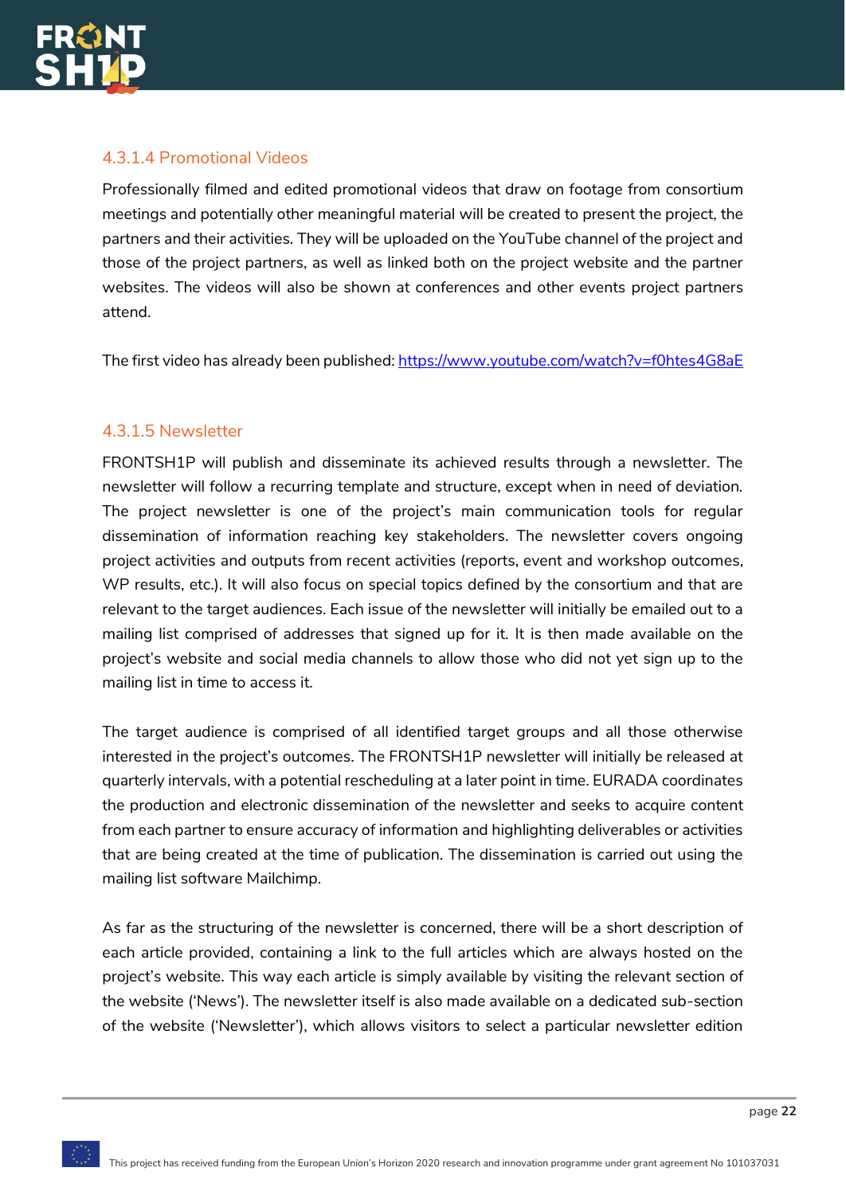#### 4.3.1.4 Promotional Videos

Professionally filmed and edited promotional videos that draw on footage from consortium meetings and potentially other meaningful material will be created to present the project, the partners and their activities. They will be uploaded on the YouTube channel of the project and those of the project partners, as well as linked both on the project website and the partner websites. The videos will also be shown at conferences and other events project partners attend.

The first video has already been published: https://www.youtube.com/watch?v=f0htes4G8aE

#### 4.3.1.5 Newsletter

FRONTSH1P will publish and disseminate its achieved results through a newsletter. The newsletter will follow a recurring template and structure, except when in need of deviation. The project newsletter is one of the project's main communication tools for regular dissemination of information reaching key stakeholders. The newsletter covers ongoing project activities and outputs from recent activities (reports, event and workshop outcomes, WP results, etc.). It will also focus on special topics defined by the consortium and that are relevant to the target audiences. Each issue of the newsletter will initially be emailed out to a mailing list comprised of addresses that signed up for it. It is then made available on the project's website and social media channels to allow those who did not yet sign up to the mailing list in time to access it.

The target audience is comprised of all identified target groups and all those otherwise interested in the project's outcomes. The FRONTSH1P newsletter will initially be released at quarterly intervals, with a potential rescheduling at a later point in time. EURADA coordinates the production and electronic dissemination of the newsletter and seeks to acquire content from each partner to ensure accuracy of information and highlighting deliverables or activities that are being created at the time of publication. The dissemination is carried out using the mailing list software Mailchimp.

As far as the structuring of the newsletter is concerned, there will be a short description of each article provided, containing a link to the full articles which are always hosted on the project's website. This way each article is simply available by visiting the relevant section of the website ('News'). The newsletter itself is also made available on a dedicated sub-section of the website ('Newsletter'), which allows visitors to select a particular newsletter edition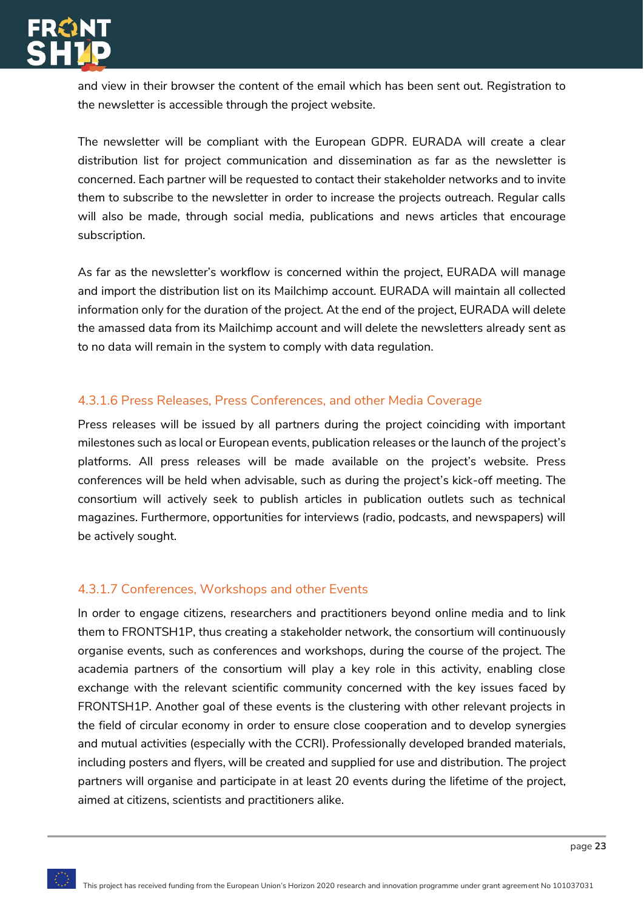and view in their browser the content of the email which has been sent out. Registration to the newsletter is accessible through the project website.

The newsletter will be compliant with the European GDPR. EURADA will create a clear distribution list for project communication and dissemination as far as the newsletter is concerned. Each partner will be requested to contact their stakeholder networks and to invite them to subscribe to the newsletter in order to increase the projects outreach. Regular calls will also be made, through social media, publications and news articles that encourage subscription.

As far as the newsletter's workflow is concerned within the project, EURADA will manage and import the distribution list on its Mailchimp account. EURADA will maintain all collected information only for the duration of the project. At the end of the project, EURADA will delete the amassed data from its Mailchimp account and will delete the newsletters already sent as to no data will remain in the system to comply with data regulation.

#### 4.3.1.6 Press Releases, Press Conferences, and other Media Coverage

Press releases will be issued by all partners during the project coinciding with important milestones such as local or European events, publication releases or the launch of the project's platforms. All press releases will be made available on the project's website. Press conferences will be held when advisable, such as during the project's kick-off meeting. The consortium will actively seek to publish articles in publication outlets such as technical magazines. Furthermore, opportunities for interviews (radio, podcasts, and newspapers) will be actively sought.

#### 4.3.1.7 Conferences, Workshops and other Events

In order to engage citizens, researchers and practitioners beyond online media and to link them to FRONTSH1P, thus creating a stakeholder network, the consortium will continuously organise events, such as conferences and workshops, during the course of the project. The academia partners of the consortium will play a key role in this activity, enabling close exchange with the relevant scientific community concerned with the key issues faced by FRONTSH1P. Another goal of these events is the clustering with other relevant projects in the field of circular economy in order to ensure close cooperation and to develop synergies and mutual activities (especially with the CCRI). Professionally developed branded materials, including posters and flyers, will be created and supplied for use and distribution. The project partners will organise and participate in at least 20 events during the lifetime of the project, aimed at citizens, scientists and practitioners alike.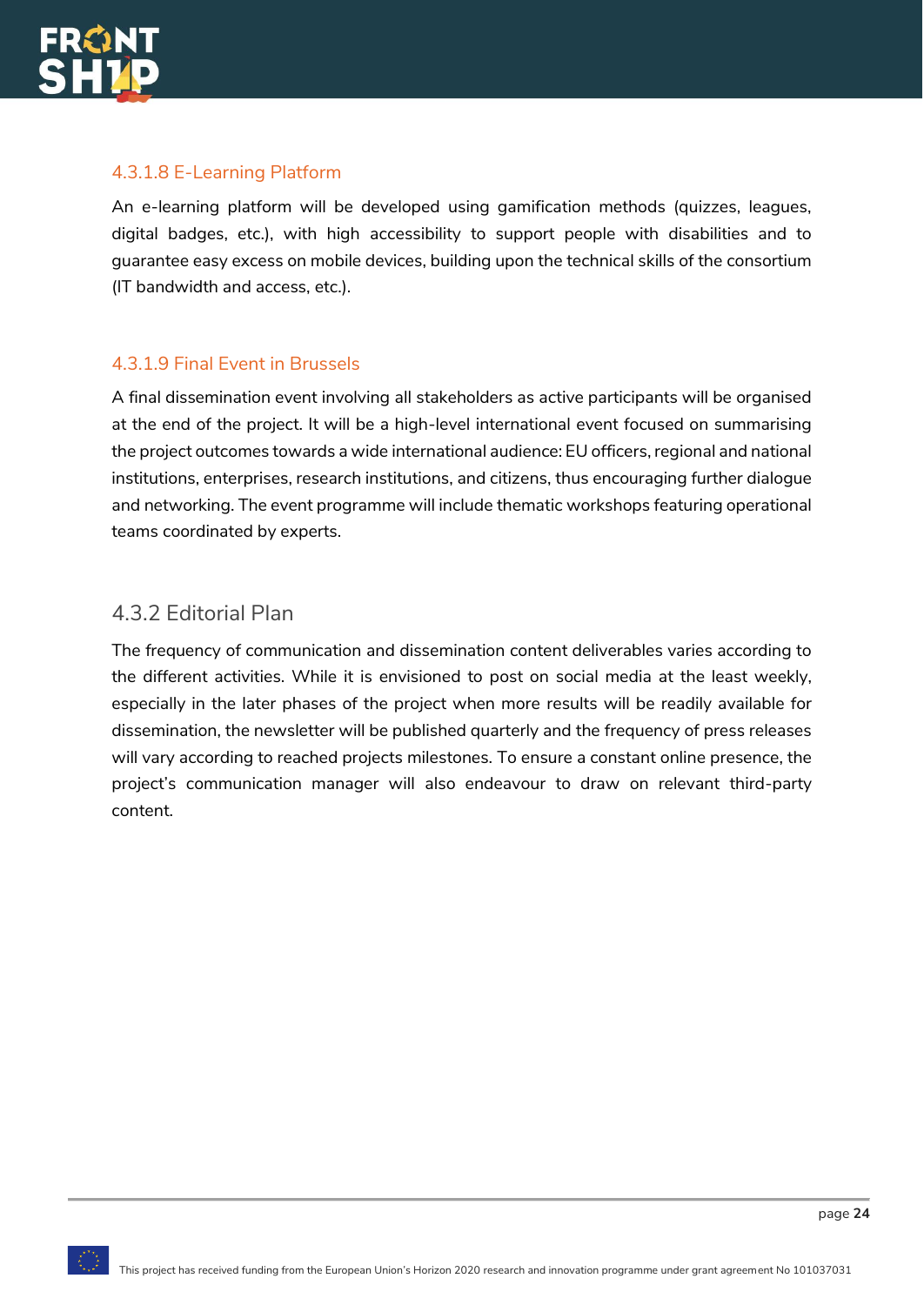#### 4.3.1.8 E-Learning Platform

An e-learning platform will be developed using gamification methods (quizzes, leagues, digital badges, etc.), with high accessibility to support people with disabilities and to guarantee easy excess on mobile devices, building upon the technical skills of the consortium (IT bandwidth and access, etc.).

#### 4.3.1.9 Final Event in Brussels

A final dissemination event involving all stakeholders as active participants will be organised at the end of the project. It will be a high-level international event focused on summarising the project outcomes towards a wide international audience: EU officers, regional and national institutions, enterprises, research institutions, and citizens, thus encouraging further dialogue and networking. The event programme will include thematic workshops featuring operational teams coordinated by experts.

### 4.3.2 Editorial Plan

The frequency of communication and dissemination content deliverables varies according to the different activities. While it is envisioned to post on social media at the least weekly, especially in the later phases of the project when more results will be readily available for dissemination, the newsletter will be published quarterly and the frequency of press releases will vary according to reached projects milestones. To ensure a constant online presence, the project's communication manager will also endeavour to draw on relevant third-party content.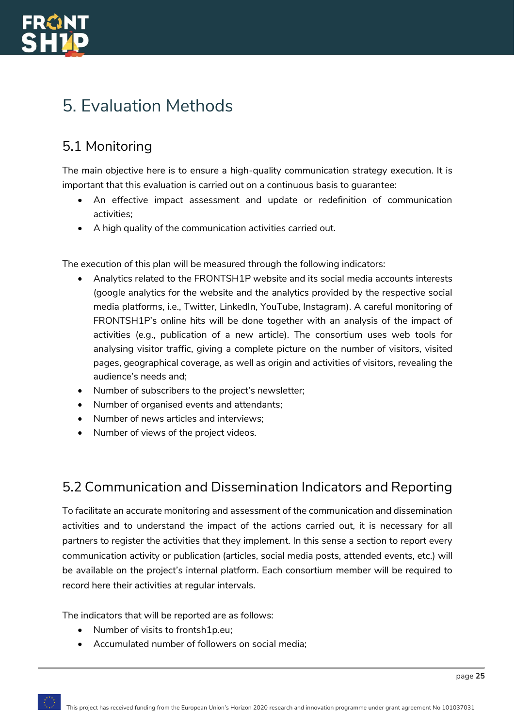# 5. Evaluation Methods

## 5.1 Monitoring

The main objective here is to ensure a high-quality communication strategy execution. It is important that this evaluation is carried out on a continuous basis to guarantee:

- An effective impact assessment and update or redefinition of communication activities;
- A high quality of the communication activities carried out.

The execution of this plan will be measured through the following indicators:

- Analytics related to the FRONTSH1P website and its social media accounts interests (google analytics for the website and the analytics provided by the respective social media platforms, i.e., Twitter, LinkedIn, YouTube, Instagram). A careful monitoring of FRONTSH1P's online hits will be done together with an analysis of the impact of activities (e.g., publication of a new article). The consortium uses web tools for analysing visitor traffic, giving a complete picture on the number of visitors, visited pages, geographical coverage, as well as origin and activities of visitors, revealing the audience's needs and;
- Number of subscribers to the project's newsletter;
- Number of organised events and attendants;
- Number of news articles and interviews;
- Number of views of the project videos.

## 5.2 Communication and Dissemination Indicators and Reporting

To facilitate an accurate monitoring and assessment of the communication and dissemination activities and to understand the impact of the actions carried out, it is necessary for all partners to register the activities that they implement. In this sense a section to report every communication activity or publication (articles, social media posts, attended events, etc.) will be available on the project's internal platform. Each consortium member will be required to record here their activities at regular intervals.

The indicators that will be reported are as follows:

- Number of visits to frontsh1p.eu;
- Accumulated number of followers on social media;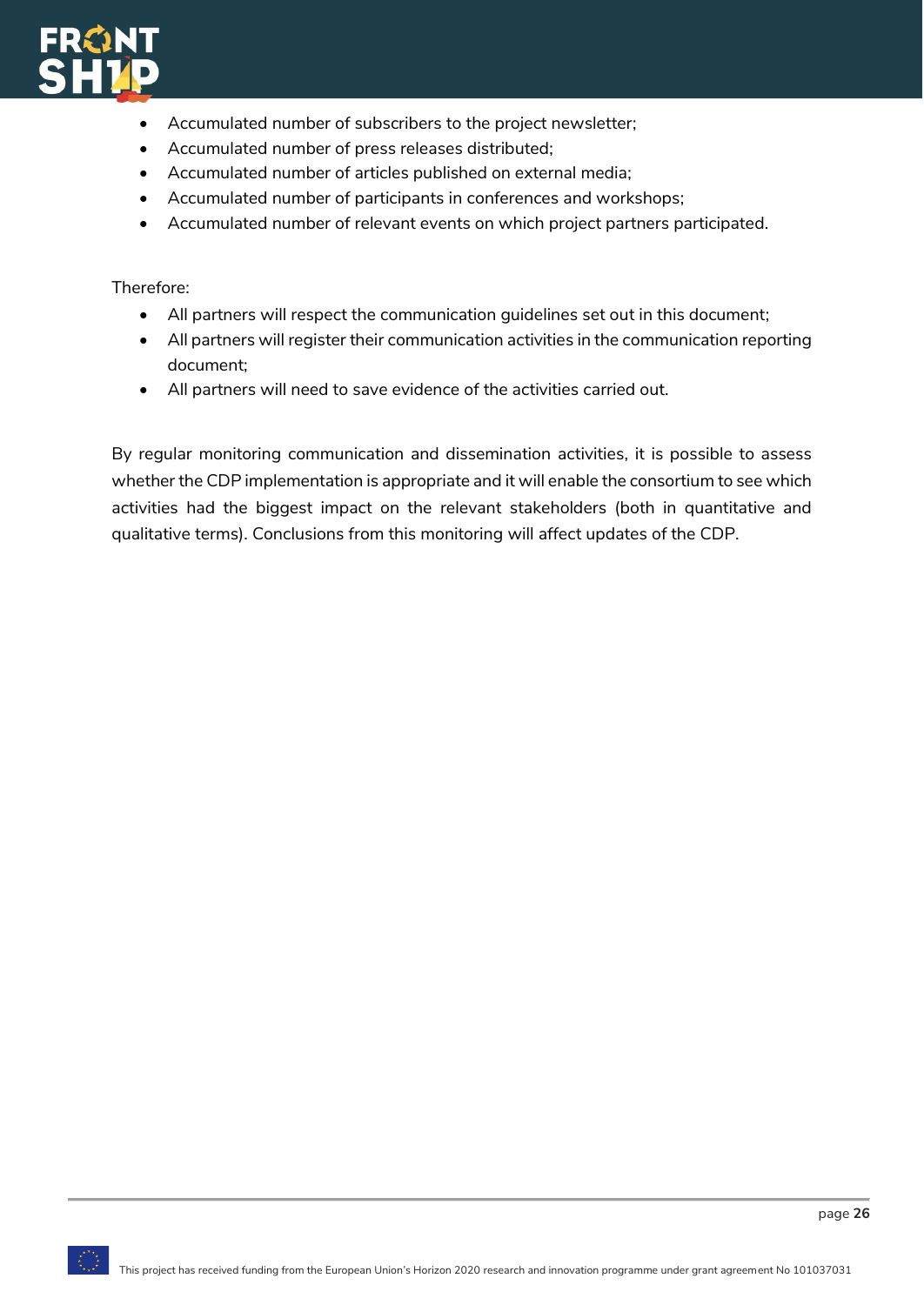- Accumulated number of subscribers to the project newsletter;
- Accumulated number of press releases distributed;
- Accumulated number of articles published on external media;
- Accumulated number of participants in conferences and workshops;
- Accumulated number of relevant events on which project partners participated.

Therefore:

- All partners will respect the communication guidelines set out in this document;
- All partners will register their communication activities in the communication reporting document;
- All partners will need to save evidence of the activities carried out.

By regular monitoring communication and dissemination activities, it is possible to assess whether the CDP implementation is appropriate and it will enable the consortium to see which activities had the biggest impact on the relevant stakeholders (both in quantitative and qualitative terms). Conclusions from this monitoring will affect updates of the CDP.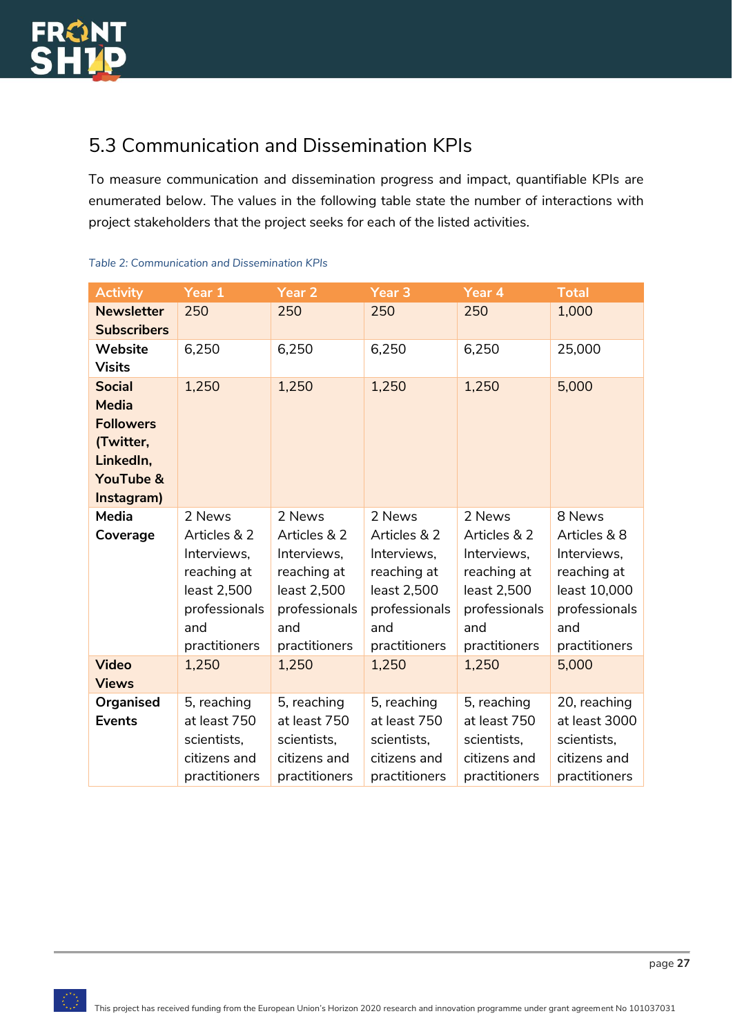## 5.3 Communication and Dissemination KPIs

To measure communication and dissemination progress and impact, quantifiable KPIs are enumerated below. The values in the following table state the number of interactions with project stakeholders that the project seeks for each of the listed activities.

*Table 2: Communication and Dissemination KPIs*

| Activity | Year 1 | Year 2 | Year 3 | Year 4 | Total |
|---|---|---|---|---|---|
| **Newsletter Subscribers** | 250 | 250 | 250 | 250 | 1,000 |
| **Website Visits** | 6,250 | 6,250 | 6,250 | 6,250 | 25,000 |
| **Social Media Followers (Twitter, LinkedIn, YouTube & Instagram)** | 1,250 | 1,250 | 1,250 | 1,250 | 5,000 |
| **Media Coverage** | 2 News Articles & 2 Interviews, reaching at least 2,500 professionals and practitioners | 2 News Articles & 2 Interviews, reaching at least 2,500 professionals and practitioners | 2 News Articles & 2 Interviews, reaching at least 2,500 professionals and practitioners | 2 News Articles & 2 Interviews, reaching at least 2,500 professionals and practitioners | 8 News Articles & 8 Interviews, reaching at least 10,000 professionals and practitioners |
| **Video Views** | 1,250 | 1,250 | 1,250 | 1,250 | 5,000 |
| **Organised Events** | 5, reaching at least 750 scientists, citizens and practitioners | 5, reaching at least 750 scientists, citizens and practitioners | 5, reaching at least 750 scientists, citizens and practitioners | 5, reaching at least 750 scientists, citizens and practitioners | 20, reaching at least 3000 scientists, citizens and practitioners |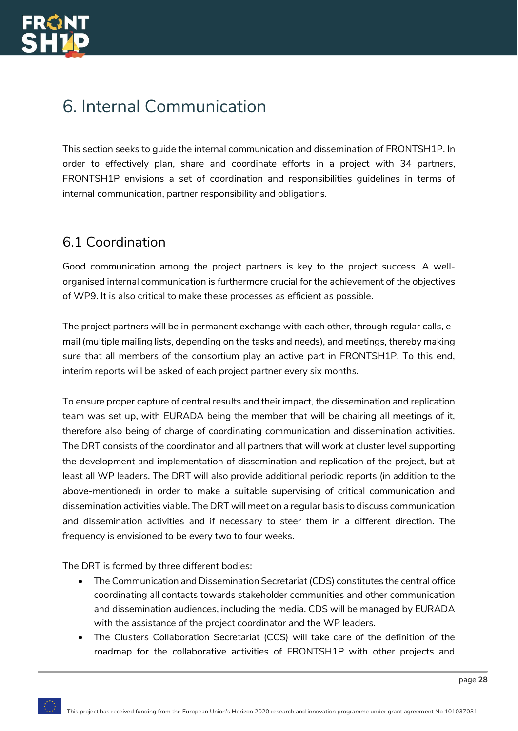# 6. Internal Communication

This section seeks to guide the internal communication and dissemination of FRONTSH1P. In order to effectively plan, share and coordinate efforts in a project with 34 partners, FRONTSH1P envisions a set of coordination and responsibilities guidelines in terms of internal communication, partner responsibility and obligations.

## 6.1 Coordination

Good communication among the project partners is key to the project success. A well-organised internal communication is furthermore crucial for the achievement of the objectives of WP9. It is also critical to make these processes as efficient as possible.

The project partners will be in permanent exchange with each other, through regular calls, e-mail (multiple mailing lists, depending on the tasks and needs), and meetings, thereby making sure that all members of the consortium play an active part in FRONTSH1P. To this end, interim reports will be asked of each project partner every six months.

To ensure proper capture of central results and their impact, the dissemination and replication team was set up, with EURADA being the member that will be chairing all meetings of it, therefore also being of charge of coordinating communication and dissemination activities. The DRT consists of the coordinator and all partners that will work at cluster level supporting the development and implementation of dissemination and replication of the project, but at least all WP leaders. The DRT will also provide additional periodic reports (in addition to the above-mentioned) in order to make a suitable supervising of critical communication and dissemination activities viable. The DRT will meet on a regular basis to discuss communication and dissemination activities and if necessary to steer them in a different direction. The frequency is envisioned to be every two to four weeks.

The DRT is formed by three different bodies:

- The Communication and Dissemination Secretariat (CDS) constitutes the central office coordinating all contacts towards stakeholder communities and other communication and dissemination audiences, including the media. CDS will be managed by EURADA with the assistance of the project coordinator and the WP leaders.
- The Clusters Collaboration Secretariat (CCS) will take care of the definition of the roadmap for the collaborative activities of FRONTSH1P with other projects and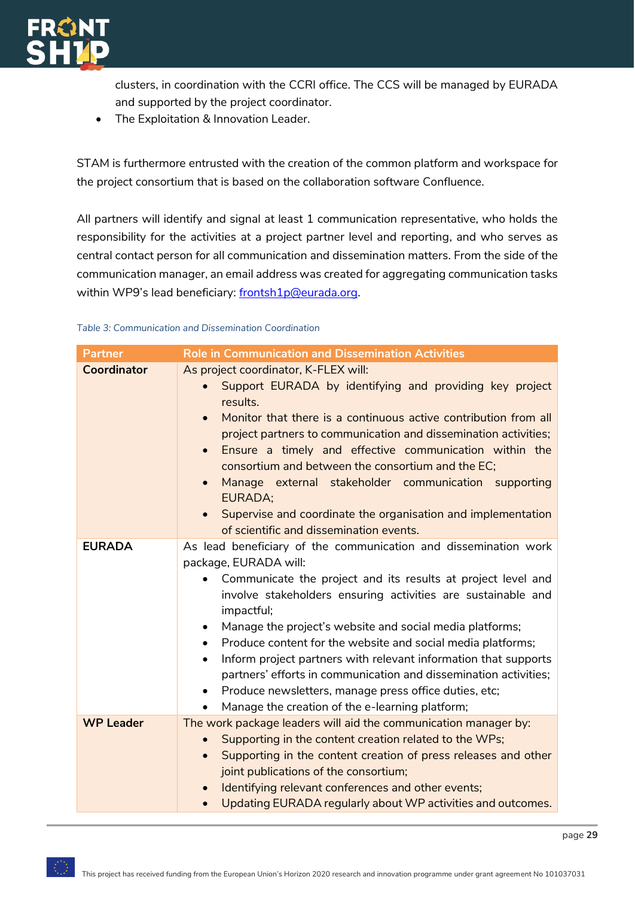clusters, in coordination with the CCRI office. The CCS will be managed by EURADA and supported by the project coordinator.
- The Exploitation & Innovation Leader.

STAM is furthermore entrusted with the creation of the common platform and workspace for the project consortium that is based on the collaboration software Confluence.

All partners will identify and signal at least 1 communication representative, who holds the responsibility for the activities at a project partner level and reporting, and who serves as central contact person for all communication and dissemination matters. From the side of the communication manager, an email address was created for aggregating communication tasks within WP9's lead beneficiary: frontsh1p@eurada.org.

*Table 3: Communication and Dissemination Coordination*

| Partner | Role in Communication and Dissemination Activities |
| --- | --- |
| **Coordinator** | As project coordinator, K-FLEX will:<br>• Support EURADA by identifying and providing key project results.<br>• Monitor that there is a continuous active contribution from all project partners to communication and dissemination activities;<br>• Ensure a timely and effective communication within the consortium and between the consortium and the EC;<br>• Manage external stakeholder communication supporting EURADA;<br>• Supervise and coordinate the organisation and implementation of scientific and dissemination events. |
| **EURADA** | As lead beneficiary of the communication and dissemination work package, EURADA will:<br>• Communicate the project and its results at project level and involve stakeholders ensuring activities are sustainable and impactful;<br>• Manage the project's website and social media platforms;<br>• Produce content for the website and social media platforms;<br>• Inform project partners with relevant information that supports partners' efforts in communication and dissemination activities;<br>• Produce newsletters, manage press office duties, etc;<br>• Manage the creation of the e-learning platform; |
| **WP Leader** | The work package leaders will aid the communication manager by:<br>• Supporting in the content creation related to the WPs;<br>• Supporting in the content creation of press releases and other joint publications of the consortium;<br>• Identifying relevant conferences and other events;<br>• Updating EURADA regularly about WP activities and outcomes. |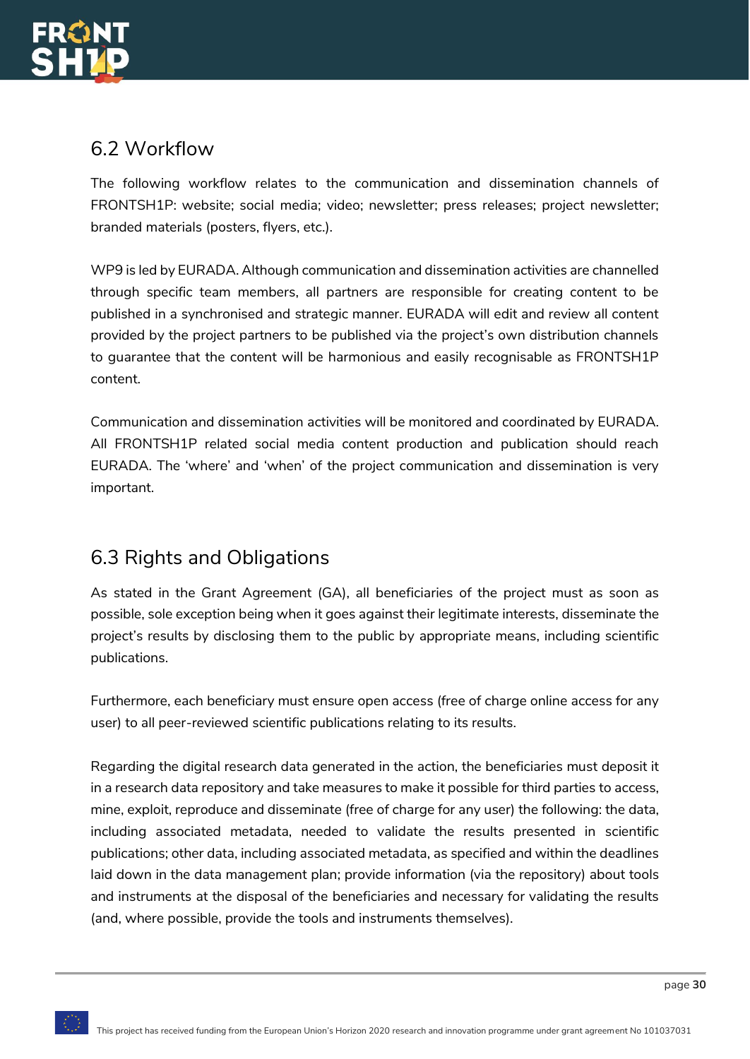## 6.2 Workflow

The following workflow relates to the communication and dissemination channels of FRONTSH1P: website; social media; video; newsletter; press releases; project newsletter; branded materials (posters, flyers, etc.).

WP9 is led by EURADA. Although communication and dissemination activities are channelled through specific team members, all partners are responsible for creating content to be published in a synchronised and strategic manner. EURADA will edit and review all content provided by the project partners to be published via the project's own distribution channels to guarantee that the content will be harmonious and easily recognisable as FRONTSH1P content.

Communication and dissemination activities will be monitored and coordinated by EURADA. All FRONTSH1P related social media content production and publication should reach EURADA. The 'where' and 'when' of the project communication and dissemination is very important.

## 6.3 Rights and Obligations

As stated in the Grant Agreement (GA), all beneficiaries of the project must as soon as possible, sole exception being when it goes against their legitimate interests, disseminate the project's results by disclosing them to the public by appropriate means, including scientific publications.

Furthermore, each beneficiary must ensure open access (free of charge online access for any user) to all peer-reviewed scientific publications relating to its results.

Regarding the digital research data generated in the action, the beneficiaries must deposit it in a research data repository and take measures to make it possible for third parties to access, mine, exploit, reproduce and disseminate (free of charge for any user) the following: the data, including associated metadata, needed to validate the results presented in scientific publications; other data, including associated metadata, as specified and within the deadlines laid down in the data management plan; provide information (via the repository) about tools and instruments at the disposal of the beneficiaries and necessary for validating the results (and, where possible, provide the tools and instruments themselves).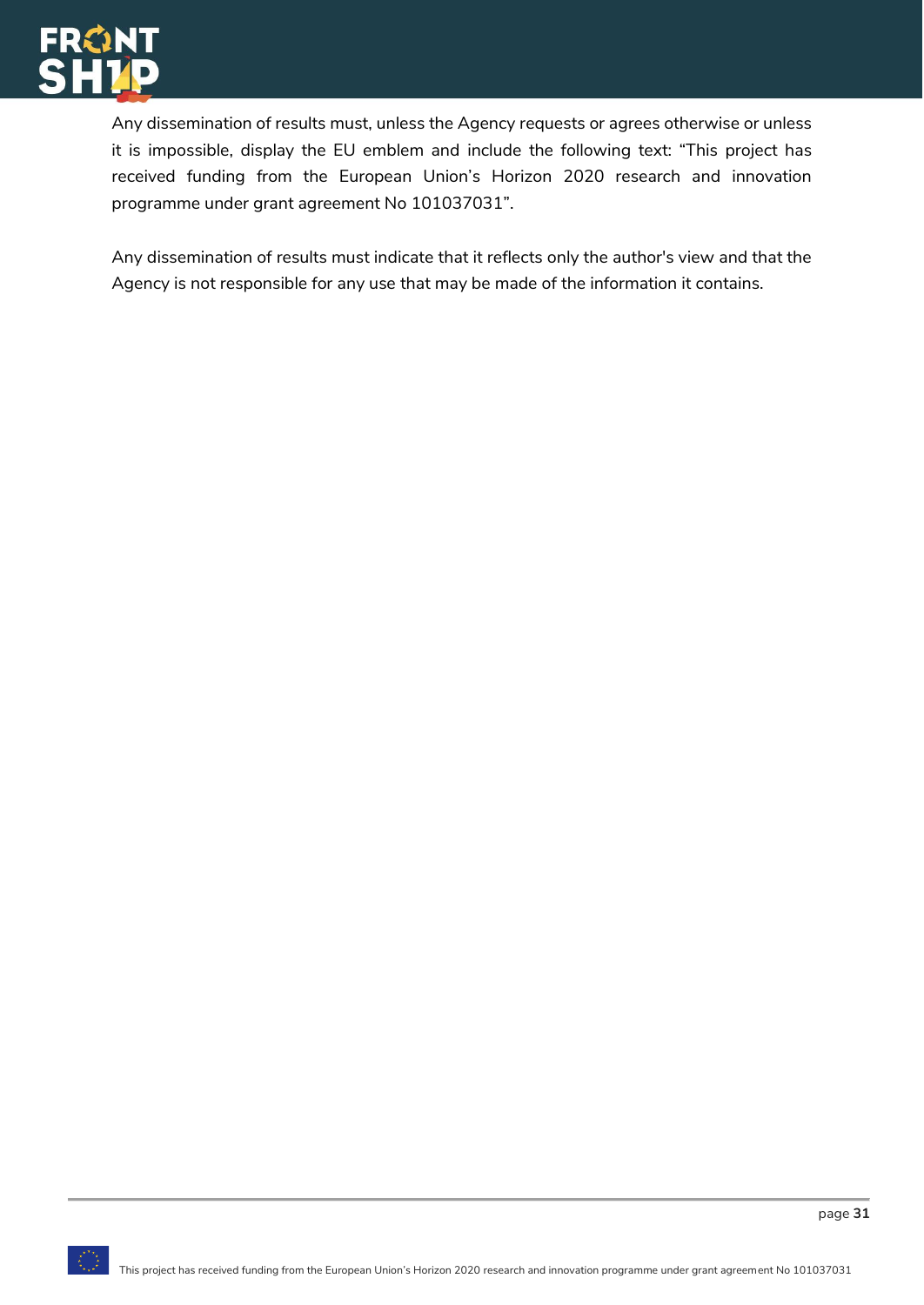Any dissemination of results must, unless the Agency requests or agrees otherwise or unless it is impossible, display the EU emblem and include the following text: “This project has received funding from the European Union’s Horizon 2020 research and innovation programme under grant agreement No 101037031”.

Any dissemination of results must indicate that it reflects only the author's view and that the Agency is not responsible for any use that may be made of the information it contains.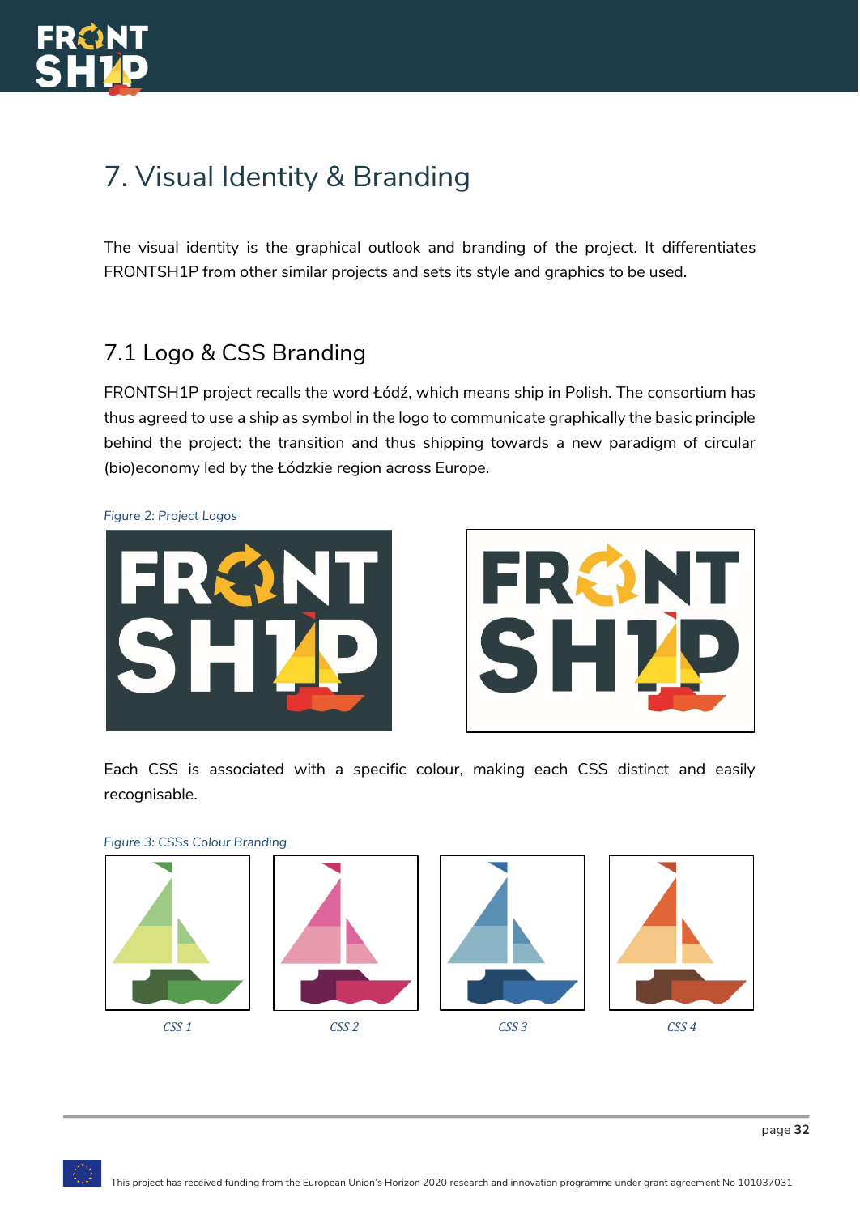# 7. Visual Identity & Branding

The visual identity is the graphical outlook and branding of the project. It differentiates FRONTSH1P from other similar projects and sets its style and graphics to be used.

## 7.1 Logo & CSS Branding

FRONTSH1P project recalls the word Łódź, which means ship in Polish. The consortium has thus agreed to use a ship as symbol in the logo to communicate graphically the basic principle behind the project: the transition and thus shipping towards a new paradigm of circular (bio)economy led by the Łódzkie region across Europe.

*Figure 2: Project Logos*

Each CSS is associated with a specific colour, making each CSS distinct and easily recognisable.

*Figure 3: CSSs Colour Branding*

*CSS 1*

*CSS 2*

*CSS 3*

*CSS 4*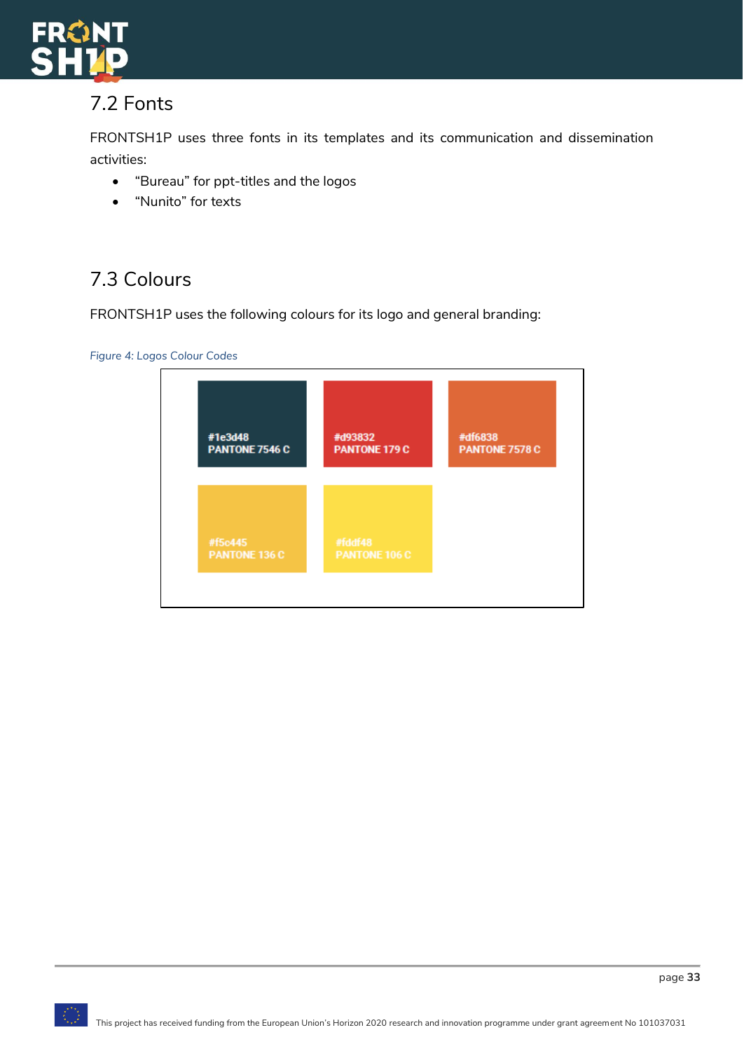## 7.2 Fonts

FRONTSH1P uses three fonts in its templates and its communication and dissemination activities:

- "Bureau" for ppt-titles and the logos
- "Nunito" for texts

## 7.3 Colours

FRONTSH1P uses the following colours for its logo and general branding:

*Figure 4: Logos Colour Codes*

#1e3d48
PANTONE 7546 C

#d93832
PANTONE 179 C

#df6838
PANTONE 7578 C

#f5c445
PANTONE 136 C

#fddf48
PANTONE 106 C

This project has received funding from the European Union's Horizon 2020 research and innovation programme under grant agreement No 101037031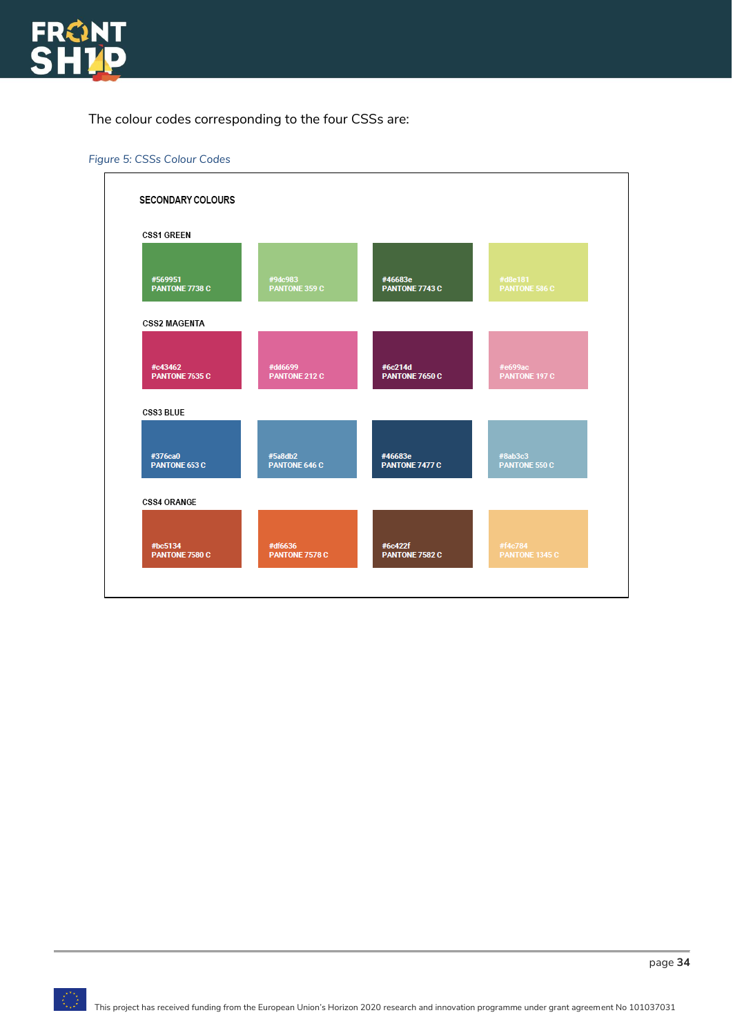The colour codes corresponding to the four CSSs are:

*Figure 5: CSSs Colour Codes*

**SECONDARY COLOURS**

**CSS1 GREEN**

| | | | |
|---|---|---|---|
| #569951 PANTONE 7738 C | #9dc983 PANTONE 359 C | #46683e PANTONE 7743 C | #d8e181 PANTONE 586 C |

**CSS2 MAGENTA**

| | | | |
|---|---|---|---|
| #c43462 PANTONE 7635 C | #dd6699 PANTONE 212 C | #6c214d PANTONE 7650 C | #e699ac PANTONE 197 C |

**CSS3 BLUE**

| | | | |
|---|---|---|---|
| #376ca0 PANTONE 653 C | #5a8db2 PANTONE 646 C | #46683e PANTONE 7477 C | #8ab3c3 PANTONE 550 C |

**CSS4 ORANGE**

| | | | |
|---|---|---|---|
| #bc5134 PANTONE 7580 C | #df6636 PANTONE 7578 C | #6c422f PANTONE 7582 C | #f4c784 PANTONE 1345 C |

This project has received funding from the European Union's Horizon 2020 research and innovation programme under grant agreement No 101037031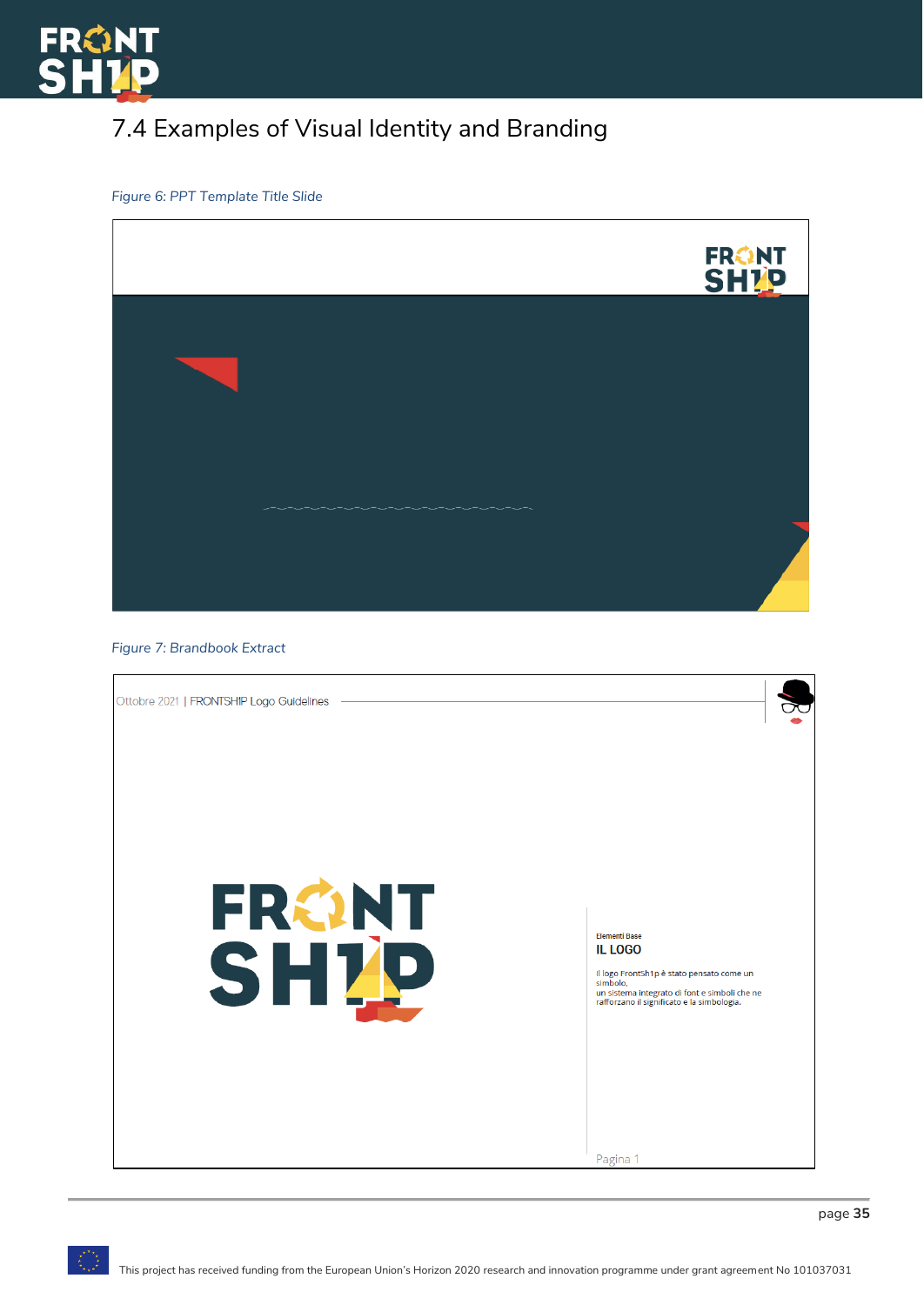## 7.4 Examples of Visual Identity and Branding

*Figure 6: PPT Template Title Slide*

*Figure 7: Brandbook Extract*